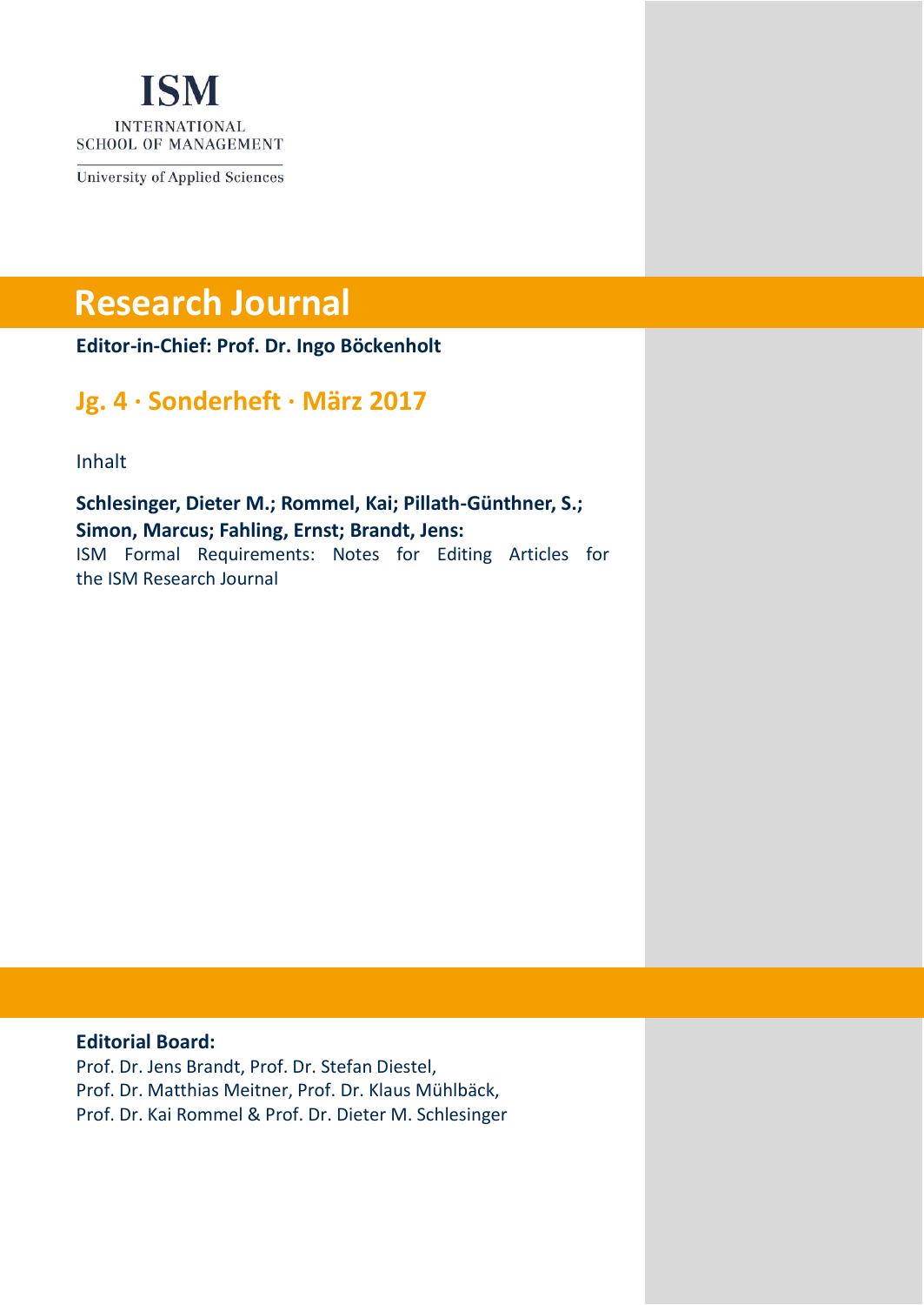**ISM**

INTERNATIONAL
SCHOOL OF MANAGEMENT

University of Applied Sciences

# Research Journal

**Editor-in-Chief: Prof. Dr. Ingo Böckenholt**

## Jg. 4 · Sonderheft · März 2017

Inhalt

**Schlesinger, Dieter M.; Rommel, Kai; Pillath-Günthner, S.; Simon, Marcus; Fahling, Ernst; Brandt, Jens:**
ISM Formal Requirements: Notes for Editing Articles for the ISM Research Journal

**Editorial Board:**
Prof. Dr. Jens Brandt, Prof. Dr. Stefan Diestel,
Prof. Dr. Matthias Meitner, Prof. Dr. Klaus Mühlbäck,
Prof. Dr. Kai Rommel & Prof. Dr. Dieter M. Schlesinger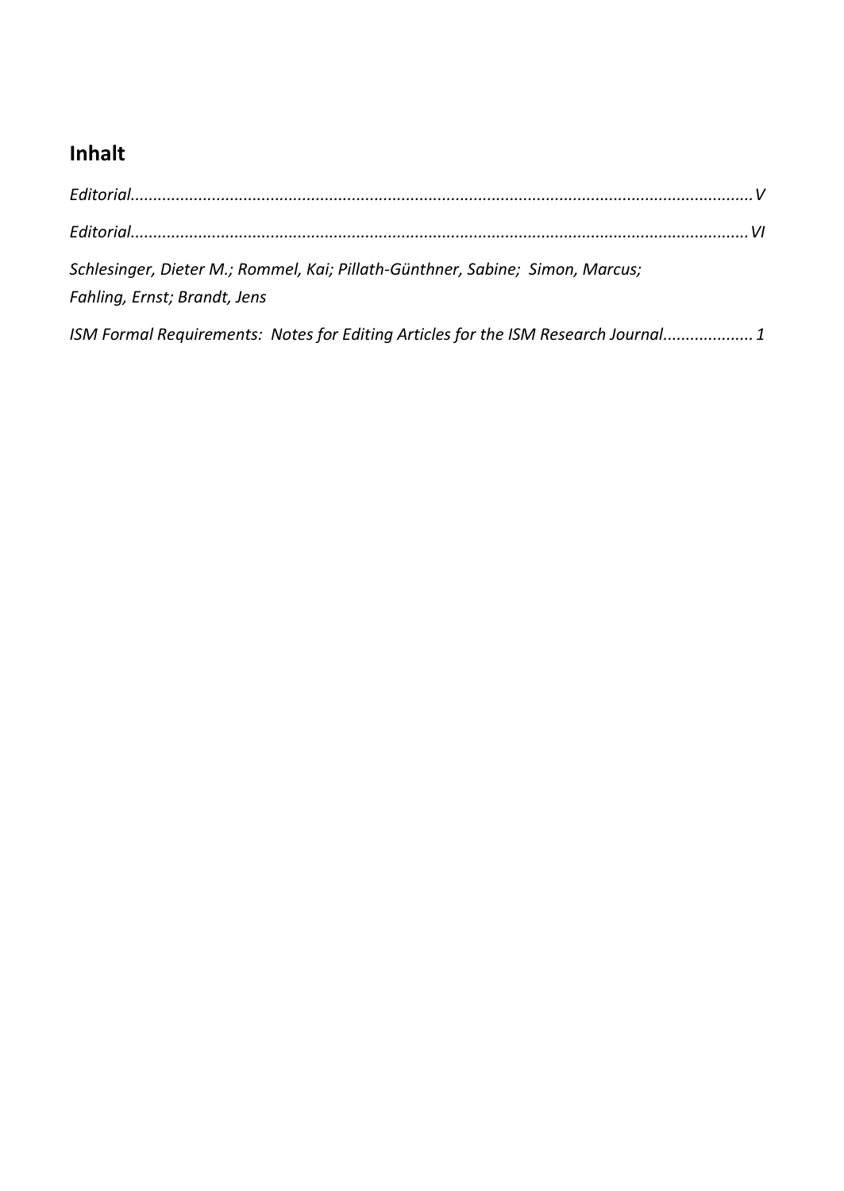## Inhalt

*Editorial.........................................................................................................................................V*

*Editorial........................................................................................................................................VI*

*Schlesinger, Dieter M.; Rommel, Kai; Pillath-Günthner, Sabine; Simon, Marcus;*
*Fahling, Ernst; Brandt, Jens*

*ISM Formal Requirements: Notes for Editing Articles for the ISM Research Journal....................1*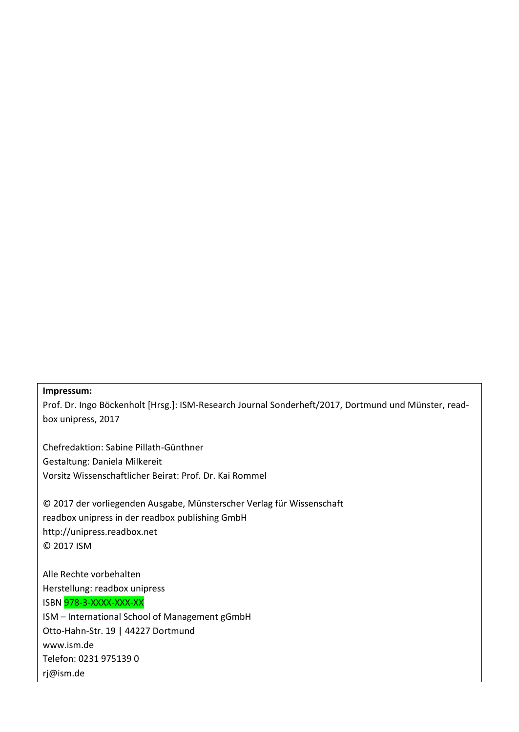**Impressum:**

Prof. Dr. Ingo Böckenholt [Hrsg.]: ISM-Research Journal Sonderheft/2017, Dortmund und Münster, readbox unipress, 2017

Chefredaktion: Sabine Pillath-Günthner
Gestaltung: Daniela Milkereit
Vorsitz Wissenschaftlicher Beirat: Prof. Dr. Kai Rommel

© 2017 der vorliegenden Ausgabe, Münsterscher Verlag für Wissenschaft
readbox unipress in der readbox publishing GmbH
http://unipress.readbox.net
© 2017 ISM

Alle Rechte vorbehalten
Herstellung: readbox unipress
ISBN 978-3-XXXX-XXX-XX
ISM – International School of Management gGmbH
Otto-Hahn-Str. 19 | 44227 Dortmund
www.ism.de
Telefon: 0231 975139 0
rj@ism.de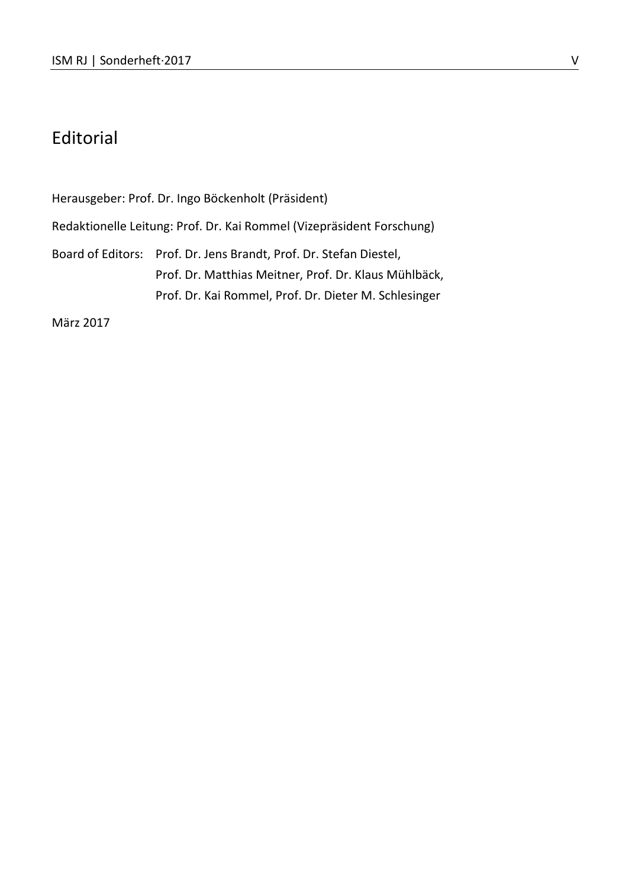# Editorial

Herausgeber: Prof. Dr. Ingo Böckenholt (Präsident)

Redaktionelle Leitung: Prof. Dr. Kai Rommel (Vizepräsident Forschung)

Board of Editors: Prof. Dr. Jens Brandt, Prof. Dr. Stefan Diestel,
Prof. Dr. Matthias Meitner, Prof. Dr. Klaus Mühlbäck,
Prof. Dr. Kai Rommel, Prof. Dr. Dieter M. Schlesinger

März 2017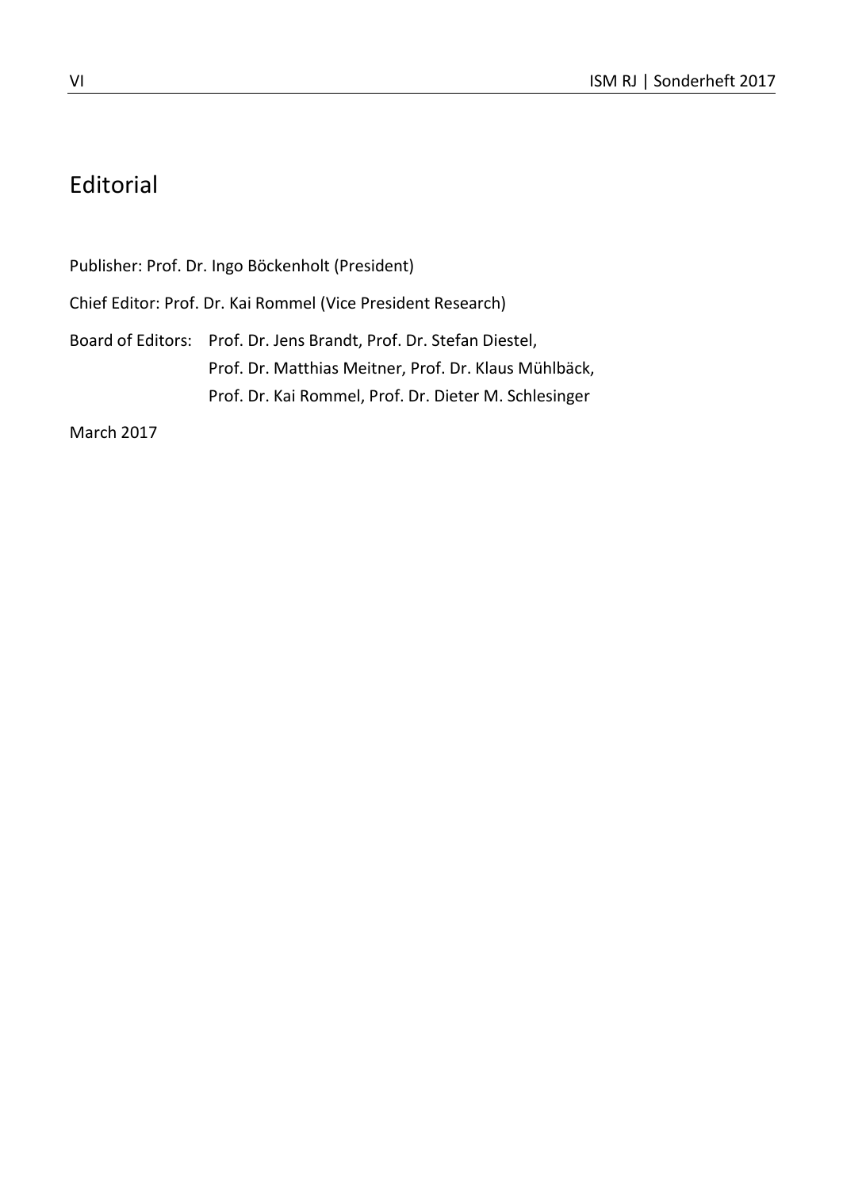# Editorial

Publisher: Prof. Dr. Ingo Böckenholt (President)

Chief Editor: Prof. Dr. Kai Rommel (Vice President Research)

Board of Editors: Prof. Dr. Jens Brandt, Prof. Dr. Stefan Diestel,
Prof. Dr. Matthias Meitner, Prof. Dr. Klaus Mühlbäck,
Prof. Dr. Kai Rommel, Prof. Dr. Dieter M. Schlesinger

March 2017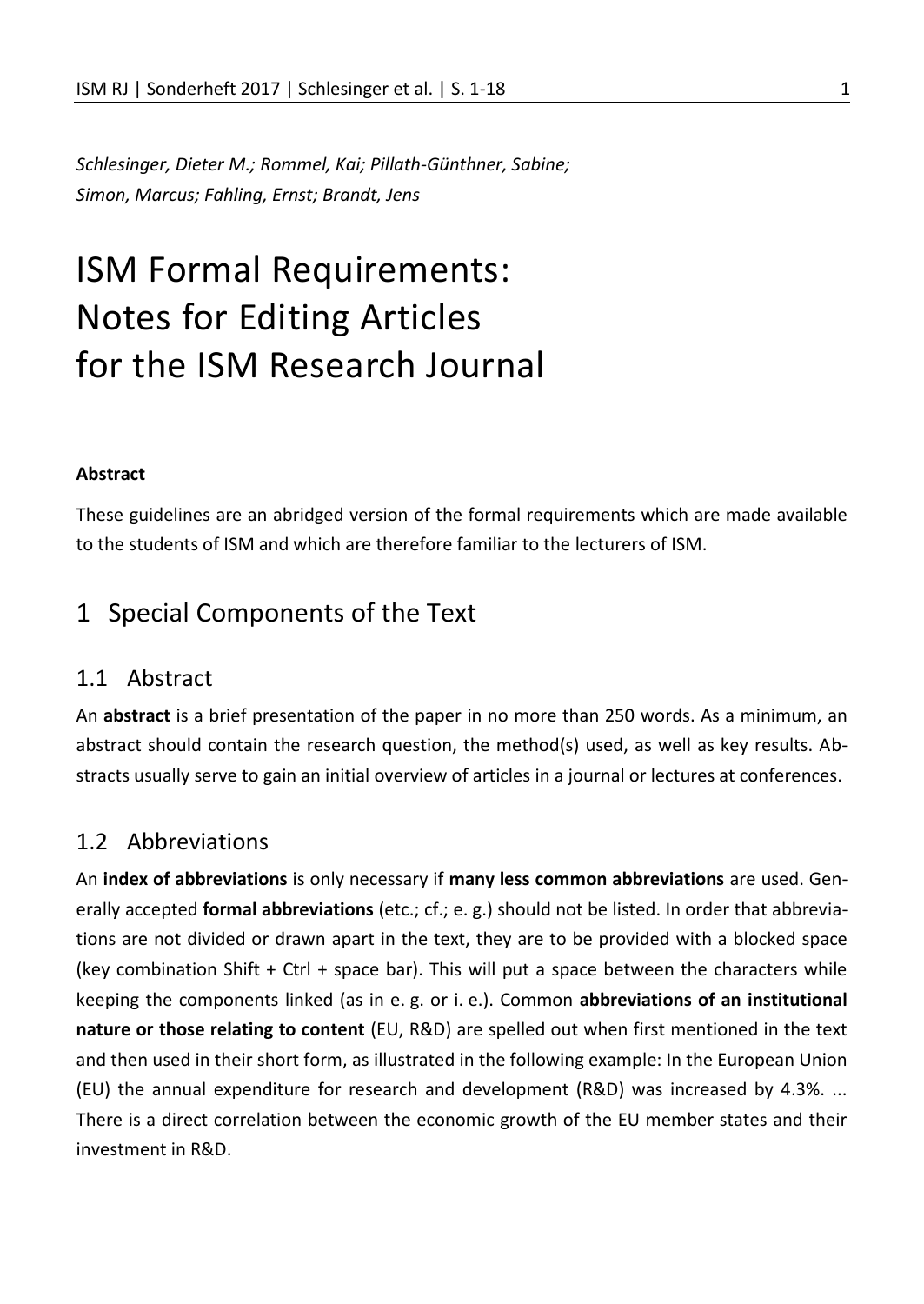*Schlesinger, Dieter M.; Rommel, Kai; Pillath-Günthner, Sabine; Simon, Marcus; Fahling, Ernst; Brandt, Jens*

# ISM Formal Requirements: Notes for Editing Articles for the ISM Research Journal

**Abstract**

These guidelines are an abridged version of the formal requirements which are made available to the students of ISM and which are therefore familiar to the lecturers of ISM.

## 1 Special Components of the Text

### 1.1 Abstract

An **abstract** is a brief presentation of the paper in no more than 250 words. As a minimum, an abstract should contain the research question, the method(s) used, as well as key results. Abstracts usually serve to gain an initial overview of articles in a journal or lectures at conferences.

### 1.2 Abbreviations

An **index of abbreviations** is only necessary if **many less common abbreviations** are used. Generally accepted **formal abbreviations** (etc.; cf.; e. g.) should not be listed. In order that abbreviations are not divided or drawn apart in the text, they are to be provided with a blocked space (key combination Shift + Ctrl + space bar). This will put a space between the characters while keeping the components linked (as in e. g. or i. e.). Common **abbreviations of an institutional nature or those relating to content** (EU, R&D) are spelled out when first mentioned in the text and then used in their short form, as illustrated in the following example: In the European Union (EU) the annual expenditure for research and development (R&D) was increased by 4.3%. ... There is a direct correlation between the economic growth of the EU member states and their investment in R&D.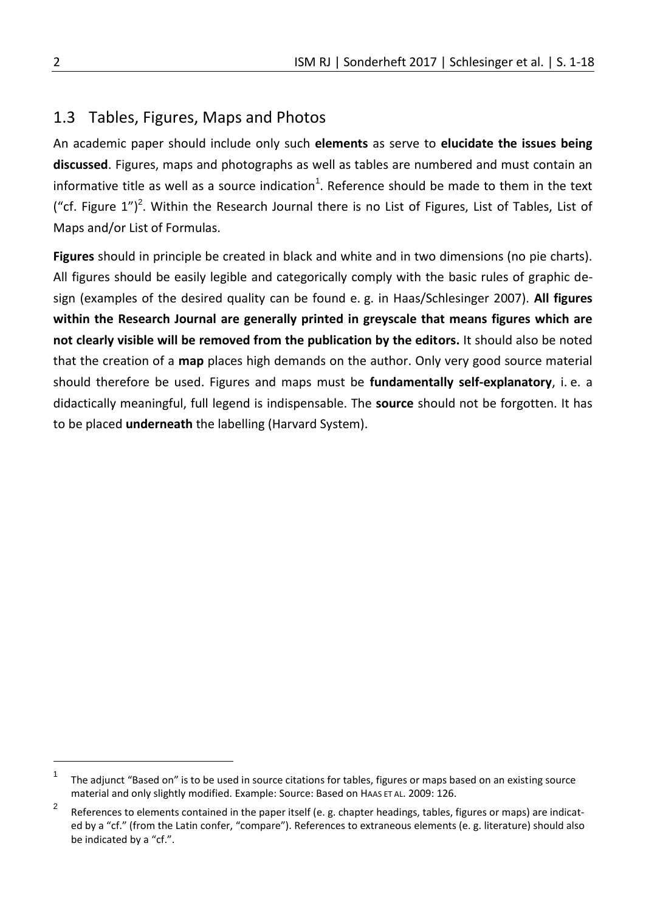## 1.3 Tables, Figures, Maps and Photos

An academic paper should include only such **elements** as serve to **elucidate the issues being discussed**. Figures, maps and photographs as well as tables are numbered and must contain an informative title as well as a source indication[1]. Reference should be made to them in the text ("cf. Figure 1")[2]. Within the Research Journal there is no List of Figures, List of Tables, List of Maps and/or List of Formulas.

**Figures** should in principle be created in black and white and in two dimensions (no pie charts). All figures should be easily legible and categorically comply with the basic rules of graphic design (examples of the desired quality can be found e. g. in Haas/Schlesinger 2007). **All figures within the Research Journal are generally printed in greyscale that means figures which are not clearly visible will be removed from the publication by the editors.** It should also be noted that the creation of a **map** places high demands on the author. Only very good source material should therefore be used. Figures and maps must be **fundamentally self-explanatory**, i. e. a didactically meaningful, full legend is indispensable. The **source** should not be forgotten. It has to be placed **underneath** the labelling (Harvard System).

---

[1] The adjunct "Based on" is to be used in source citations for tables, figures or maps based on an existing source material and only slightly modified. Example: Source: Based on HAAS ET AL. 2009: 126.

[2] References to elements contained in the paper itself (e. g. chapter headings, tables, figures or maps) are indicated by a "cf." (from the Latin confer, "compare"). References to extraneous elements (e. g. literature) should also be indicated by a "cf.".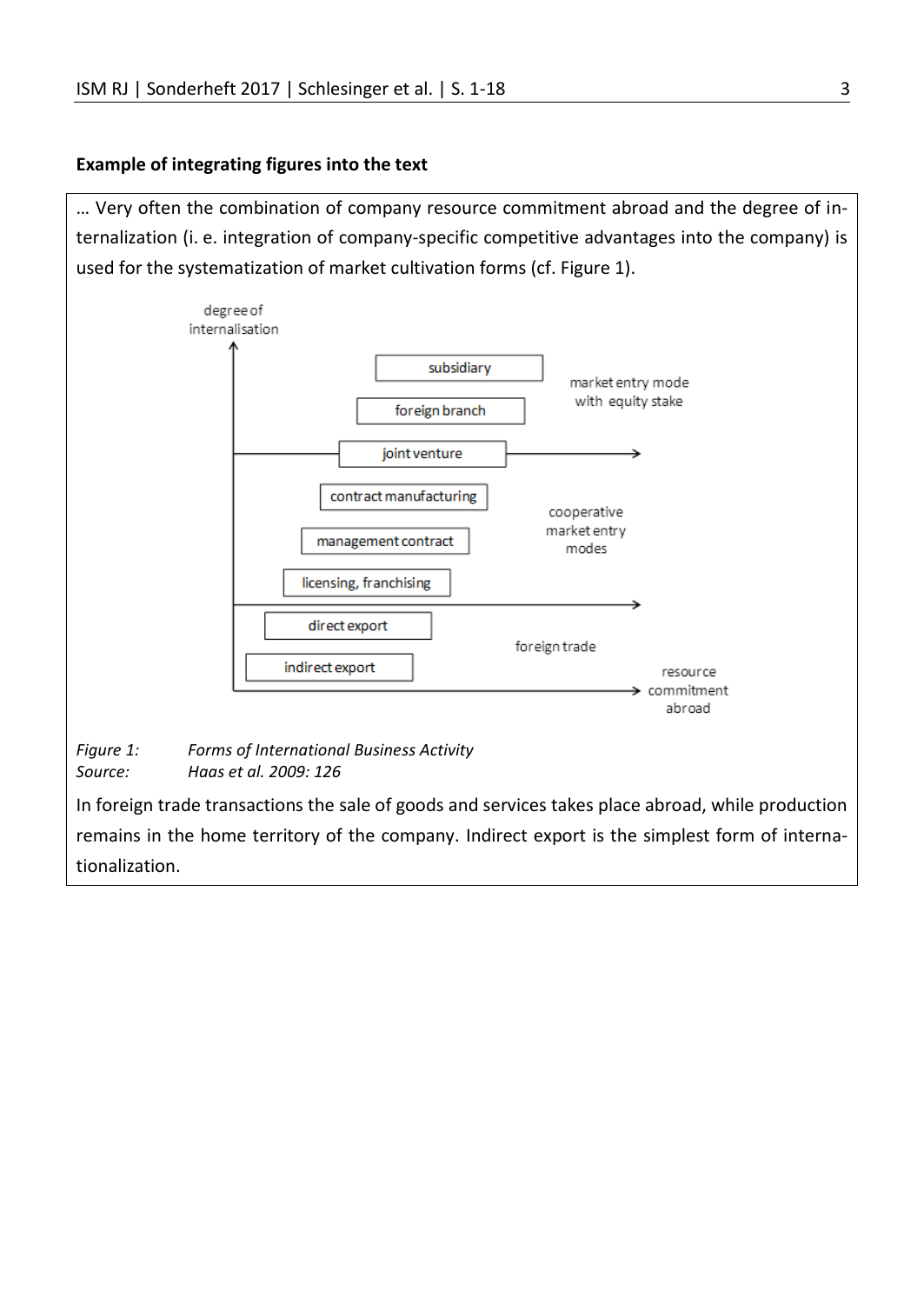**Example of integrating figures into the text**

… Very often the combination of company resource commitment abroad and the degree of internalization (i. e. integration of company-specific competitive advantages into the company) is used for the systematization of market cultivation forms (cf. Figure 1).

degree of internalisation

subsidiary

foreign branch

joint venture

market entry mode with equity stake

contract manufacturing

management contract

licensing, franchising

cooperative market entry modes

direct export

indirect export

foreign trade

resource commitment abroad

*Figure 1: Forms of International Business Activity*
*Source: Haas et al. 2009: 126*

In foreign trade transactions the sale of goods and services takes place abroad, while production remains in the home territory of the company. Indirect export is the simplest form of internationalization.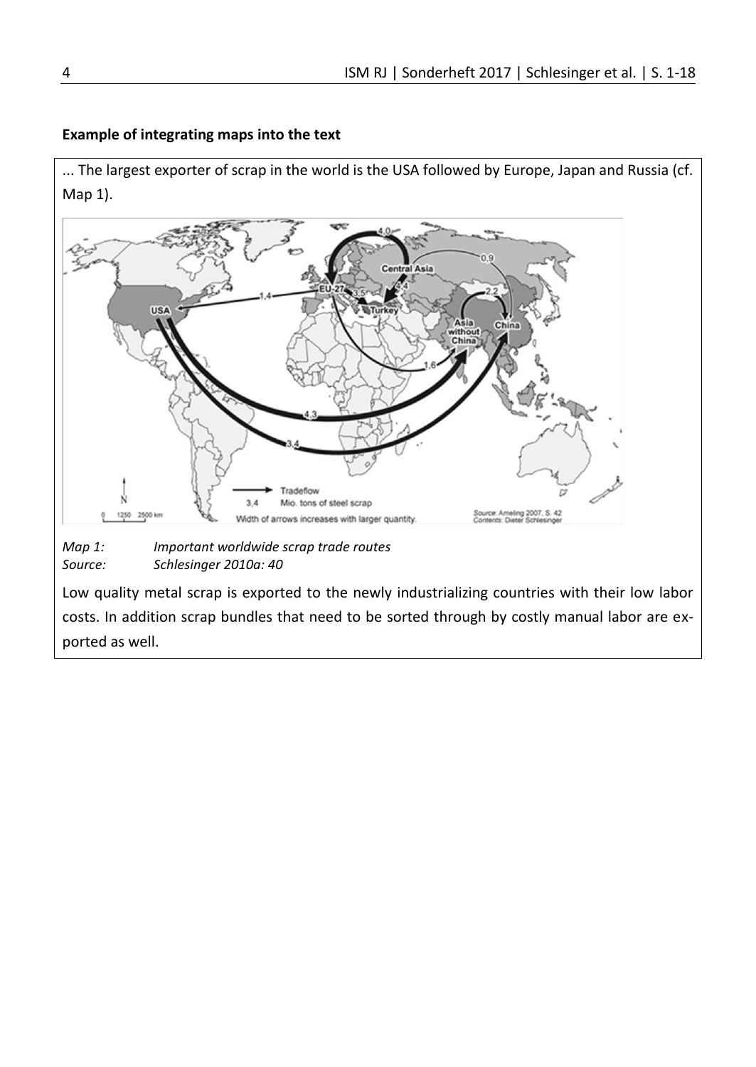**Example of integrating maps into the text**

... The largest exporter of scrap in the world is the USA followed by Europe, Japan and Russia (cf. Map 1).

*Map 1: Important worldwide scrap trade routes*
*Source: Schlesinger 2010a: 40*

Low quality metal scrap is exported to the newly industrializing countries with their low labor costs. In addition scrap bundles that need to be sorted through by costly manual labor are exported as well.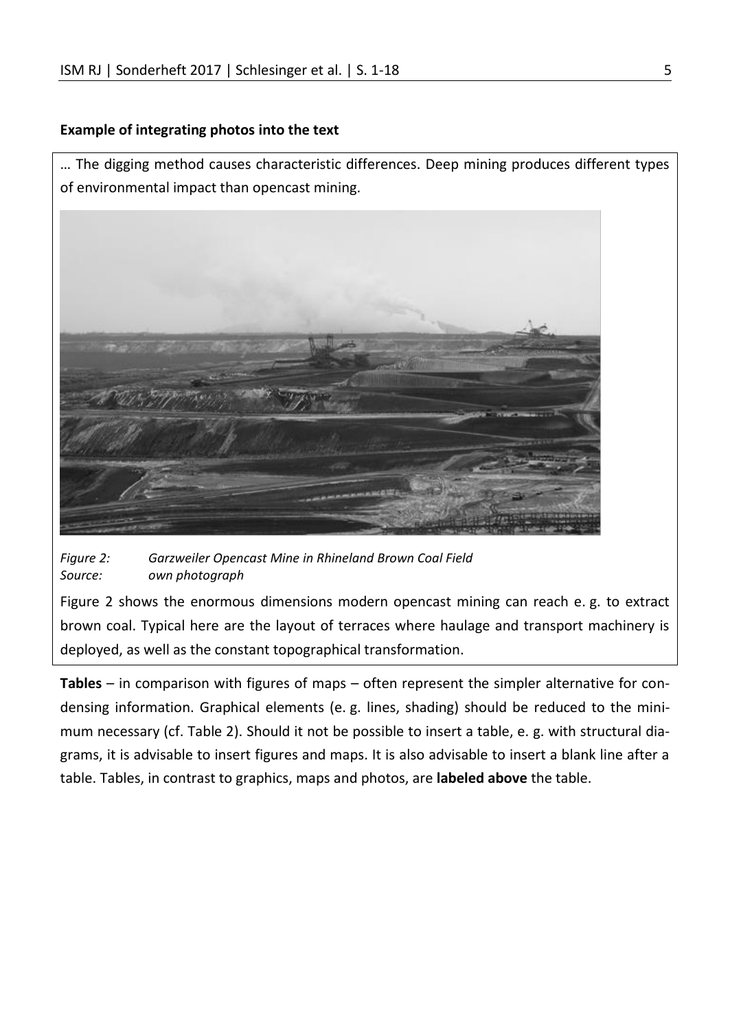**Example of integrating photos into the text**

… The digging method causes characteristic differences. Deep mining produces different types of environmental impact than opencast mining.

*Figure 2: Garzweiler Opencast Mine in Rhineland Brown Coal Field*
*Source: own photograph*

Figure 2 shows the enormous dimensions modern opencast mining can reach e. g. to extract brown coal. Typical here are the layout of terraces where haulage and transport machinery is deployed, as well as the constant topographical transformation.

**Tables** – in comparison with figures of maps – often represent the simpler alternative for condensing information. Graphical elements (e. g. lines, shading) should be reduced to the minimum necessary (cf. Table 2). Should it not be possible to insert a table, e. g. with structural diagrams, it is advisable to insert figures and maps. It is also advisable to insert a blank line after a table. Tables, in contrast to graphics, maps and photos, are **labeled above** the table.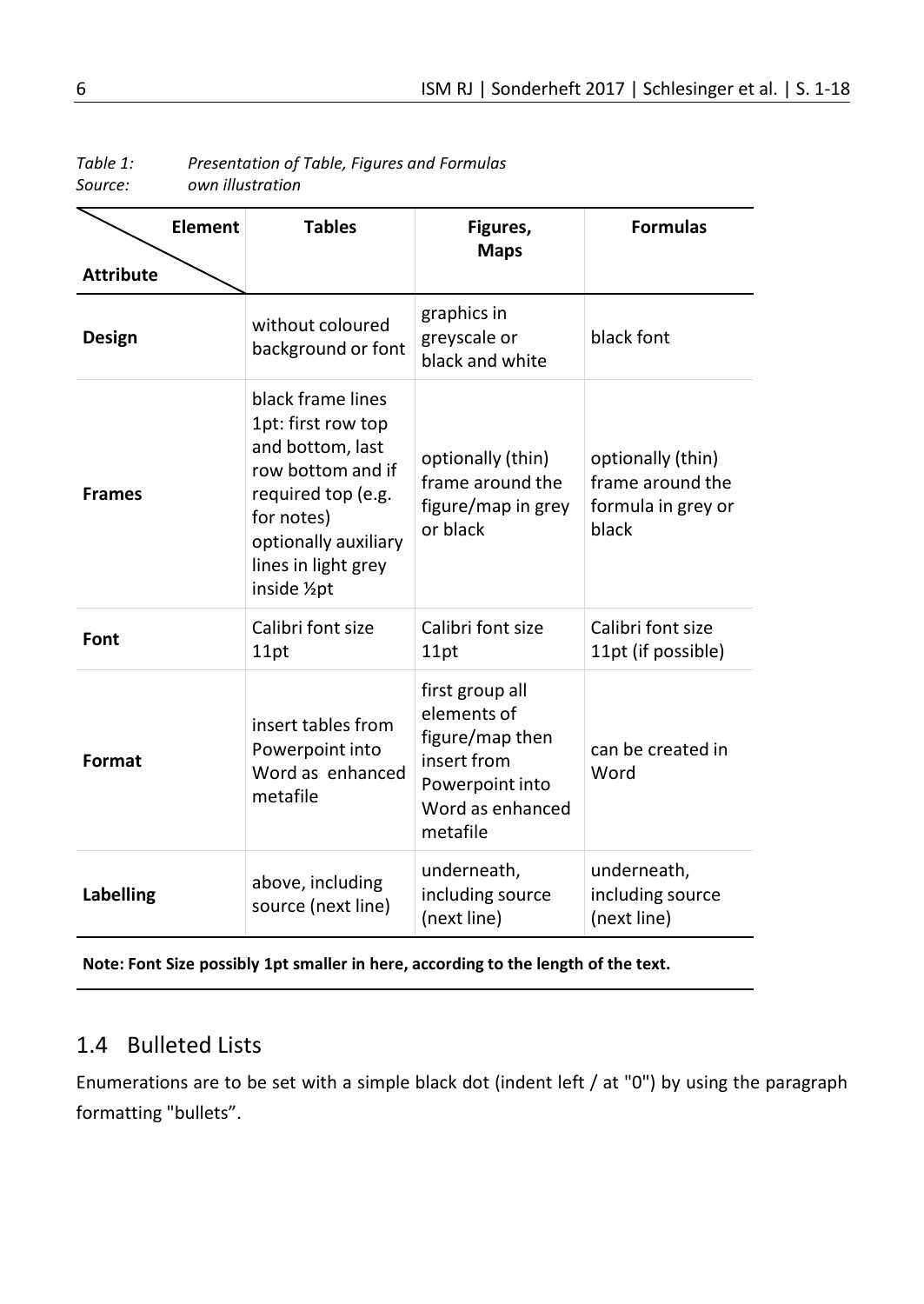*Table 1: Presentation of Table, Figures and Formulas*
*Source: own illustration*

| Element / Attribute | Tables | Figures, Maps | Formulas |
|---|---|---|---|
| **Design** | without coloured background or font | graphics in greyscale or black and white | black font |
| **Frames** | black frame lines 1pt: first row top and bottom, last row bottom and if required top (e.g. for notes) optionally auxiliary lines in light grey inside ½pt | optionally (thin) frame around the figure/map in grey or black | optionally (thin) frame around the formula in grey or black |
| **Font** | Calibri font size 11pt | Calibri font size 11pt | Calibri font size 11pt (if possible) |
| **Format** | insert tables from Powerpoint into Word as enhanced metafile | first group all elements of figure/map then insert from Powerpoint into Word as enhanced metafile | can be created in Word |
| **Labelling** | above, including source (next line) | underneath, including source (next line) | underneath, including source (next line) |

**Note: Font Size possibly 1pt smaller in here, according to the length of the text.**

## 1.4 Bulleted Lists

Enumerations are to be set with a simple black dot (indent left / at "0") by using the paragraph formatting "bullets".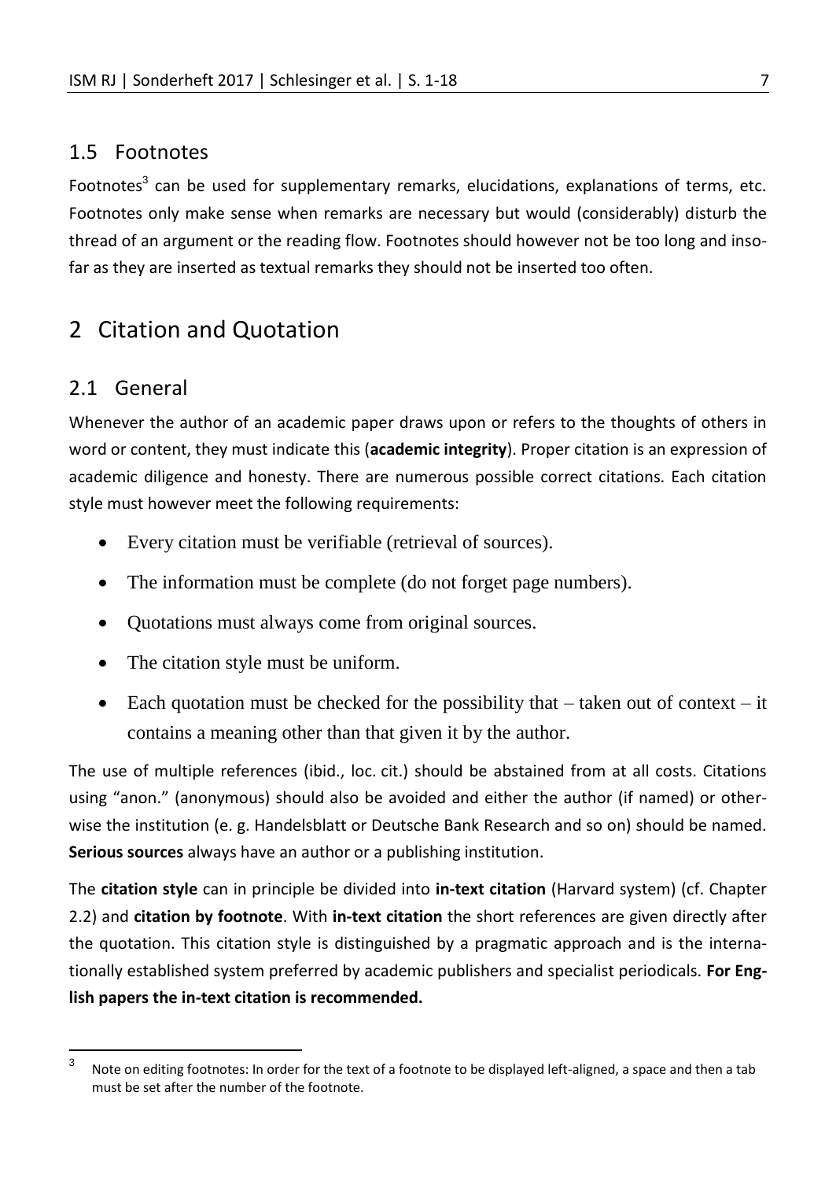## 1.5 Footnotes

Footnotes[3] can be used for supplementary remarks, elucidations, explanations of terms, etc. Footnotes only make sense when remarks are necessary but would (considerably) disturb the thread of an argument or the reading flow. Footnotes should however not be too long and insofar as they are inserted as textual remarks they should not be inserted too often.

# 2 Citation and Quotation

## 2.1 General

Whenever the author of an academic paper draws upon or refers to the thoughts of others in word or content, they must indicate this (**academic integrity**). Proper citation is an expression of academic diligence and honesty. There are numerous possible correct citations. Each citation style must however meet the following requirements:

- Every citation must be verifiable (retrieval of sources).
- The information must be complete (do not forget page numbers).
- Quotations must always come from original sources.
- The citation style must be uniform.
- Each quotation must be checked for the possibility that – taken out of context – it contains a meaning other than that given it by the author.

The use of multiple references (ibid., loc. cit.) should be abstained from at all costs. Citations using "anon." (anonymous) should also be avoided and either the author (if named) or otherwise the institution (e. g. Handelsblatt or Deutsche Bank Research and so on) should be named. **Serious sources** always have an author or a publishing institution.

The **citation style** can in principle be divided into **in-text citation** (Harvard system) (cf. Chapter 2.2) and **citation by footnote**. With **in-text citation** the short references are given directly after the quotation. This citation style is distinguished by a pragmatic approach and is the internationally established system preferred by academic publishers and specialist periodicals. **For English papers the in-text citation is recommended.**

[3] Note on editing footnotes: In order for the text of a footnote to be displayed left-aligned, a space and then a tab must be set after the number of the footnote.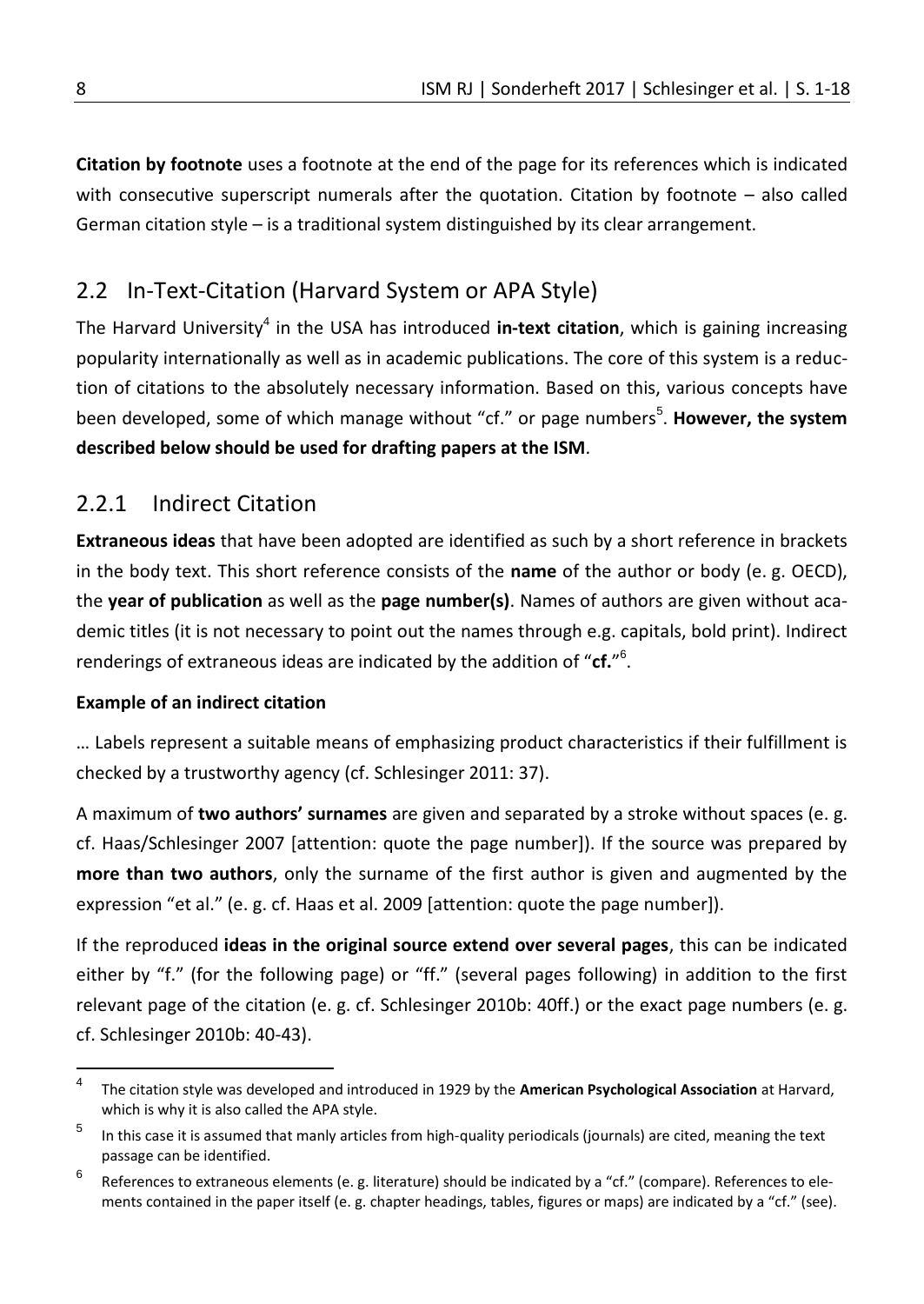**Citation by footnote** uses a footnote at the end of the page for its references which is indicated with consecutive superscript numerals after the quotation. Citation by footnote – also called German citation style – is a traditional system distinguished by its clear arrangement.

## 2.2 In-Text-Citation (Harvard System or APA Style)

The Harvard University[4] in the USA has introduced **in-text citation**, which is gaining increasing popularity internationally as well as in academic publications. The core of this system is a reduction of citations to the absolutely necessary information. Based on this, various concepts have been developed, some of which manage without "cf." or page numbers[5]. **However, the system described below should be used for drafting papers at the ISM**.

### 2.2.1 Indirect Citation

**Extraneous ideas** that have been adopted are identified as such by a short reference in brackets in the body text. This short reference consists of the **name** of the author or body (e. g. OECD), the **year of publication** as well as the **page number(s)**. Names of authors are given without academic titles (it is not necessary to point out the names through e.g. capitals, bold print). Indirect renderings of extraneous ideas are indicated by the addition of "**cf.**"[6].

**Example of an indirect citation**

… Labels represent a suitable means of emphasizing product characteristics if their fulfillment is checked by a trustworthy agency (cf. Schlesinger 2011: 37).

A maximum of **two authors' surnames** are given and separated by a stroke without spaces (e. g. cf. Haas/Schlesinger 2007 [attention: quote the page number]). If the source was prepared by **more than two authors**, only the surname of the first author is given and augmented by the expression "et al." (e. g. cf. Haas et al. 2009 [attention: quote the page number]).

If the reproduced **ideas in the original source extend over several pages**, this can be indicated either by "f." (for the following page) or "ff." (several pages following) in addition to the first relevant page of the citation (e. g. cf. Schlesinger 2010b: 40ff.) or the exact page numbers (e. g. cf. Schlesinger 2010b: 40-43).

---

[4] The citation style was developed and introduced in 1929 by the **American Psychological Association** at Harvard, which is why it is also called the APA style.

[5] In this case it is assumed that manly articles from high-quality periodicals (journals) are cited, meaning the text passage can be identified.

[6] References to extraneous elements (e. g. literature) should be indicated by a "cf." (compare). References to elements contained in the paper itself (e. g. chapter headings, tables, figures or maps) are indicated by a "cf." (see).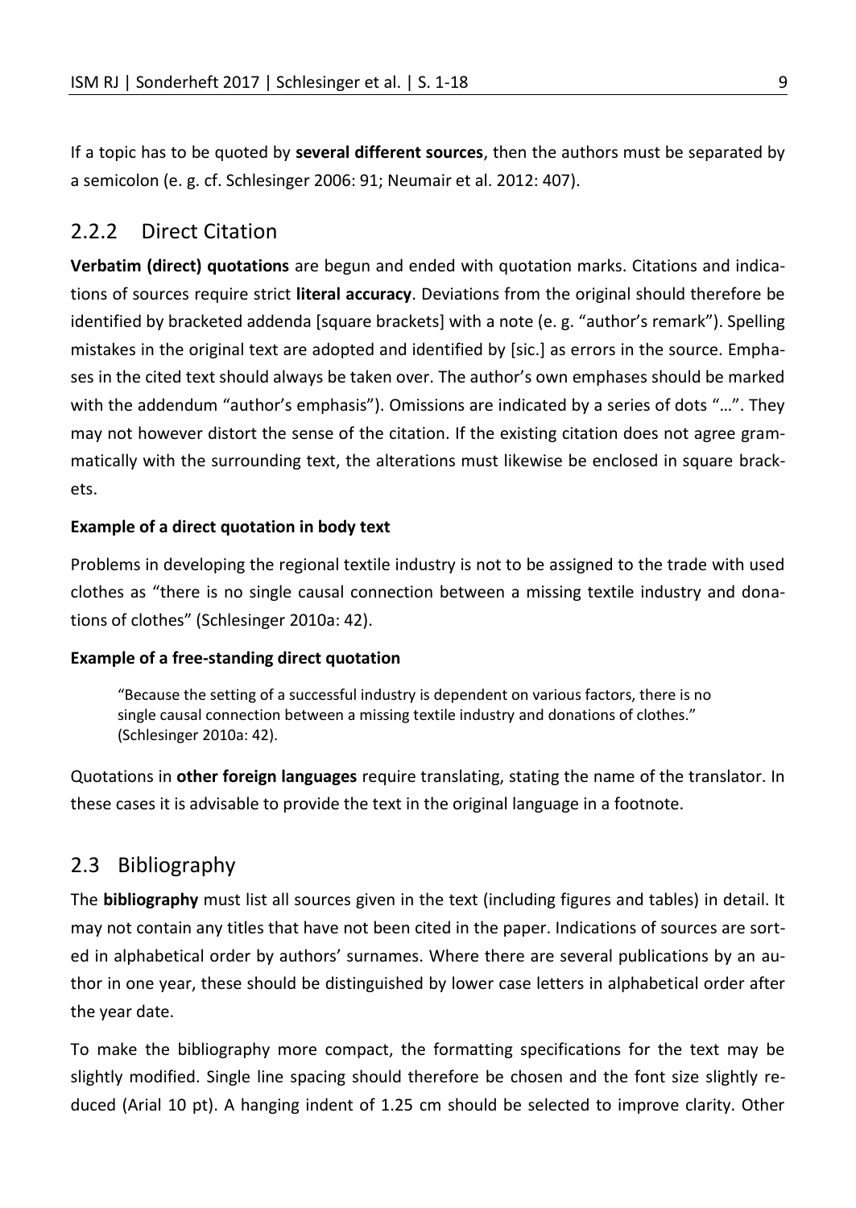If a topic has to be quoted by **several different sources**, then the authors must be separated by a semicolon (e. g. cf. Schlesinger 2006: 91; Neumair et al. 2012: 407).

### 2.2.2 Direct Citation

**Verbatim (direct) quotations** are begun and ended with quotation marks. Citations and indications of sources require strict **literal accuracy**. Deviations from the original should therefore be identified by bracketed addenda [square brackets] with a note (e. g. "author's remark"). Spelling mistakes in the original text are adopted and identified by [sic.] as errors in the source. Emphases in the cited text should always be taken over. The author's own emphases should be marked with the addendum "author's emphasis"). Omissions are indicated by a series of dots "…". They may not however distort the sense of the citation. If the existing citation does not agree grammatically with the surrounding text, the alterations must likewise be enclosed in square brackets.

**Example of a direct quotation in body text**

Problems in developing the regional textile industry is not to be assigned to the trade with used clothes as "there is no single causal connection between a missing textile industry and donations of clothes" (Schlesinger 2010a: 42).

**Example of a free-standing direct quotation**

> "Because the setting of a successful industry is dependent on various factors, there is no single causal connection between a missing textile industry and donations of clothes." (Schlesinger 2010a: 42).

Quotations in **other foreign languages** require translating, stating the name of the translator. In these cases it is advisable to provide the text in the original language in a footnote.

## 2.3 Bibliography

The **bibliography** must list all sources given in the text (including figures and tables) in detail. It may not contain any titles that have not been cited in the paper. Indications of sources are sorted in alphabetical order by authors' surnames. Where there are several publications by an author in one year, these should be distinguished by lower case letters in alphabetical order after the year date.

To make the bibliography more compact, the formatting specifications for the text may be slightly modified. Single line spacing should therefore be chosen and the font size slightly reduced (Arial 10 pt). A hanging indent of 1.25 cm should be selected to improve clarity. Other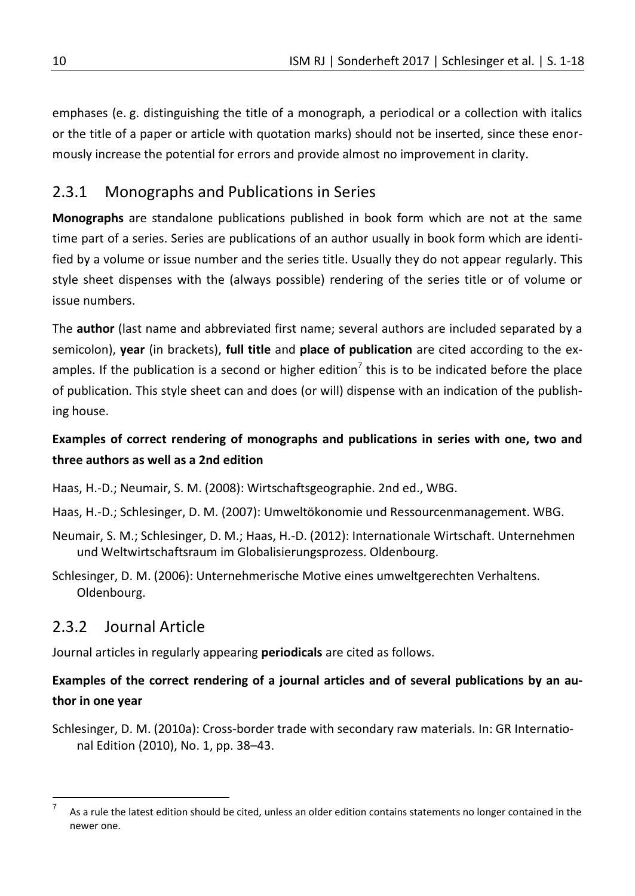emphases (e. g. distinguishing the title of a monograph, a periodical or a collection with italics or the title of a paper or article with quotation marks) should not be inserted, since these enormously increase the potential for errors and provide almost no improvement in clarity.

### 2.3.1 Monographs and Publications in Series

**Monographs** are standalone publications published in book form which are not at the same time part of a series. Series are publications of an author usually in book form which are identified by a volume or issue number and the series title. Usually they do not appear regularly. This style sheet dispenses with the (always possible) rendering of the series title or of volume or issue numbers.

The **author** (last name and abbreviated first name; several authors are included separated by a semicolon), **year** (in brackets), **full title** and **place of publication** are cited according to the examples. If the publication is a second or higher edition[7] this is to be indicated before the place of publication. This style sheet can and does (or will) dispense with an indication of the publishing house.

**Examples of correct rendering of monographs and publications in series with one, two and three authors as well as a 2nd edition**

Haas, H.-D.; Neumair, S. M. (2008): Wirtschaftsgeographie. 2nd ed., WBG.

Haas, H.-D.; Schlesinger, D. M. (2007): Umweltökonomie und Ressourcenmanagement. WBG.

Neumair, S. M.; Schlesinger, D. M.; Haas, H.-D. (2012): Internationale Wirtschaft. Unternehmen und Weltwirtschaftsraum im Globalisierungsprozess. Oldenbourg.

Schlesinger, D. M. (2006): Unternehmerische Motive eines umweltgerechten Verhaltens. Oldenbourg.

### 2.3.2 Journal Article

Journal articles in regularly appearing **periodicals** are cited as follows.

**Examples of the correct rendering of a journal articles and of several publications by an author in one year**

Schlesinger, D. M. (2010a): Cross-border trade with secondary raw materials. In: GR International Edition (2010), No. 1, pp. 38–43.

---

[7] As a rule the latest edition should be cited, unless an older edition contains statements no longer contained in the newer one.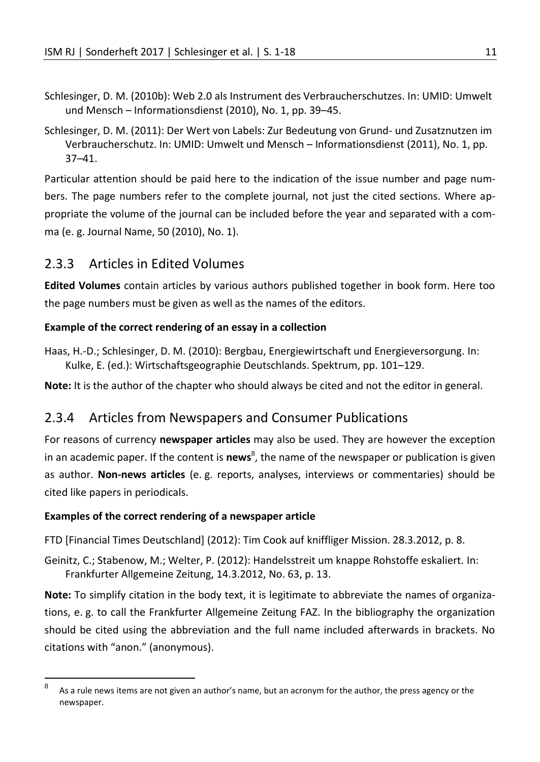Schlesinger, D. M. (2010b): Web 2.0 als Instrument des Verbraucherschutzes. In: UMID: Umwelt und Mensch – Informationsdienst (2010), No. 1, pp. 39–45.

Schlesinger, D. M. (2011): Der Wert von Labels: Zur Bedeutung von Grund- und Zusatznutzen im Verbraucherschutz. In: UMID: Umwelt und Mensch – Informationsdienst (2011), No. 1, pp. 37–41.

Particular attention should be paid here to the indication of the issue number and page numbers. The page numbers refer to the complete journal, not just the cited sections. Where appropriate the volume of the journal can be included before the year and separated with a comma (e. g. Journal Name, 50 (2010), No. 1).

### 2.3.3 Articles in Edited Volumes

**Edited Volumes** contain articles by various authors published together in book form. Here too the page numbers must be given as well as the names of the editors.

**Example of the correct rendering of an essay in a collection**

Haas, H.-D.; Schlesinger, D. M. (2010): Bergbau, Energiewirtschaft und Energieversorgung. In: Kulke, E. (ed.): Wirtschaftsgeographie Deutschlands. Spektrum, pp. 101–129.

**Note:** It is the author of the chapter who should always be cited and not the editor in general.

### 2.3.4 Articles from Newspapers and Consumer Publications

For reasons of currency **newspaper articles** may also be used. They are however the exception in an academic paper. If the content is **news**[8], the name of the newspaper or publication is given as author. **Non-news articles** (e. g. reports, analyses, interviews or commentaries) should be cited like papers in periodicals.

**Examples of the correct rendering of a newspaper article**

FTD [Financial Times Deutschland] (2012): Tim Cook auf kniffliger Mission. 28.3.2012, p. 8.

Geinitz, C.; Stabenow, M.; Welter, P. (2012): Handelsstreit um knappe Rohstoffe eskaliert. In: Frankfurter Allgemeine Zeitung, 14.3.2012, No. 63, p. 13.

**Note:** To simplify citation in the body text, it is legitimate to abbreviate the names of organizations, e. g. to call the Frankfurter Allgemeine Zeitung FAZ. In the bibliography the organization should be cited using the abbreviation and the full name included afterwards in brackets. No citations with "anon." (anonymous).

[8] As a rule news items are not given an author's name, but an acronym for the author, the press agency or the newspaper.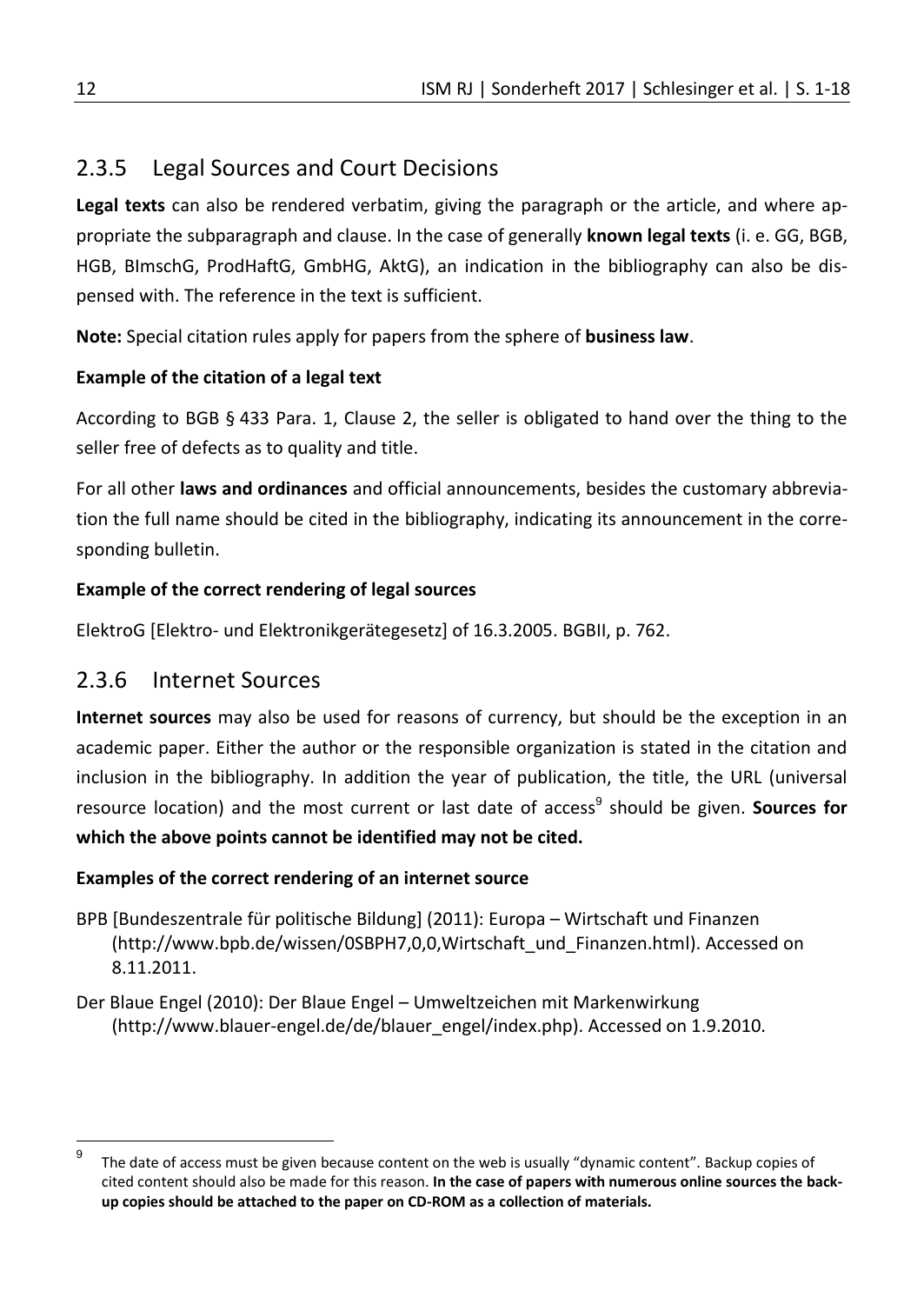### 2.3.5 Legal Sources and Court Decisions

**Legal texts** can also be rendered verbatim, giving the paragraph or the article, and where appropriate the subparagraph and clause. In the case of generally **known legal texts** (i. e. GG, BGB, HGB, BImschG, ProdHaftG, GmbHG, AktG), an indication in the bibliography can also be dispensed with. The reference in the text is sufficient.

**Note:** Special citation rules apply for papers from the sphere of **business law**.

**Example of the citation of a legal text**

According to BGB § 433 Para. 1, Clause 2, the seller is obligated to hand over the thing to the seller free of defects as to quality and title.

For all other **laws and ordinances** and official announcements, besides the customary abbreviation the full name should be cited in the bibliography, indicating its announcement in the corresponding bulletin.

**Example of the correct rendering of legal sources**

ElektroG [Elektro- und Elektronikgerätegesetz] of 16.3.2005. BGBII, p. 762.

### 2.3.6 Internet Sources

**Internet sources** may also be used for reasons of currency, but should be the exception in an academic paper. Either the author or the responsible organization is stated in the citation and inclusion in the bibliography. In addition the year of publication, the title, the URL (universal resource location) and the most current or last date of access[9] should be given. **Sources for which the above points cannot be identified may not be cited.**

**Examples of the correct rendering of an internet source**

BPB [Bundeszentrale für politische Bildung] (2011): Europa – Wirtschaft und Finanzen (http://www.bpb.de/wissen/0SBPH7,0,0,Wirtschaft_und_Finanzen.html). Accessed on 8.11.2011.

Der Blaue Engel (2010): Der Blaue Engel – Umweltzeichen mit Markenwirkung (http://www.blauer-engel.de/de/blauer_engel/index.php). Accessed on 1.9.2010.

---

[9] The date of access must be given because content on the web is usually "dynamic content". Backup copies of cited content should also be made for this reason. **In the case of papers with numerous online sources the backup copies should be attached to the paper on CD-ROM as a collection of materials.**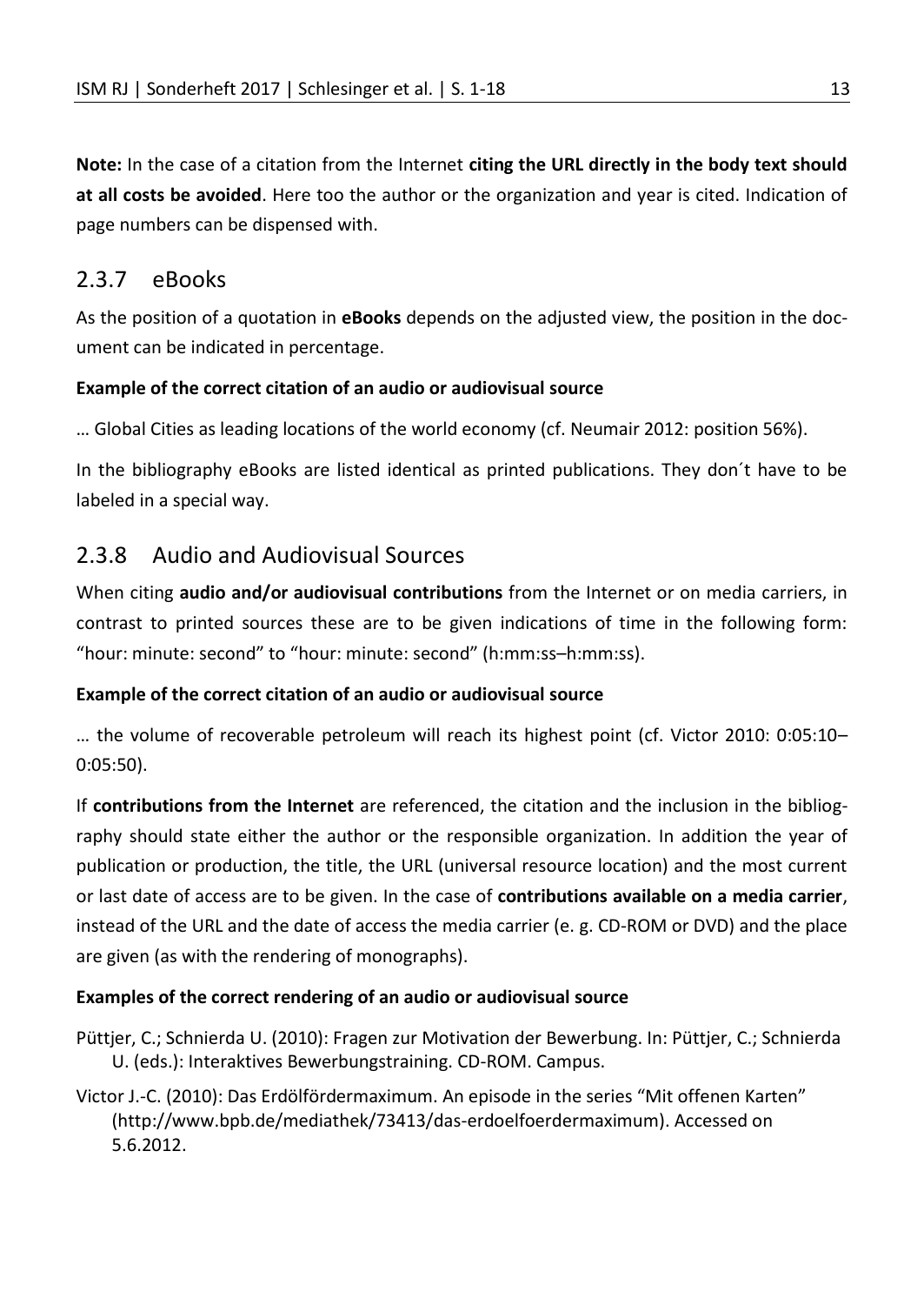**Note:** In the case of a citation from the Internet **citing the URL directly in the body text should at all costs be avoided**. Here too the author or the organization and year is cited. Indication of page numbers can be dispensed with.

### 2.3.7 eBooks

As the position of a quotation in **eBooks** depends on the adjusted view, the position in the document can be indicated in percentage.

**Example of the correct citation of an audio or audiovisual source**

… Global Cities as leading locations of the world economy (cf. Neumair 2012: position 56%).

In the bibliography eBooks are listed identical as printed publications. They don´t have to be labeled in a special way.

### 2.3.8 Audio and Audiovisual Sources

When citing **audio and/or audiovisual contributions** from the Internet or on media carriers, in contrast to printed sources these are to be given indications of time in the following form: “hour: minute: second” to “hour: minute: second” (h:mm:ss–h:mm:ss).

**Example of the correct citation of an audio or audiovisual source**

… the volume of recoverable petroleum will reach its highest point (cf. Victor 2010: 0:05:10–0:05:50).

If **contributions from the Internet** are referenced, the citation and the inclusion in the bibliography should state either the author or the responsible organization. In addition the year of publication or production, the title, the URL (universal resource location) and the most current or last date of access are to be given. In the case of **contributions available on a media carrier**, instead of the URL and the date of access the media carrier (e. g. CD-ROM or DVD) and the place are given (as with the rendering of monographs).

**Examples of the correct rendering of an audio or audiovisual source**

Püttjer, C.; Schnierda U. (2010): Fragen zur Motivation der Bewerbung. In: Püttjer, C.; Schnierda U. (eds.): Interaktives Bewerbungstraining. CD-ROM. Campus.

Victor J.-C. (2010): Das Erdölfördermaximum. An episode in the series “Mit offenen Karten” (http://www.bpb.de/mediathek/73413/das-erdoelfoerdermaximum). Accessed on 5.6.2012.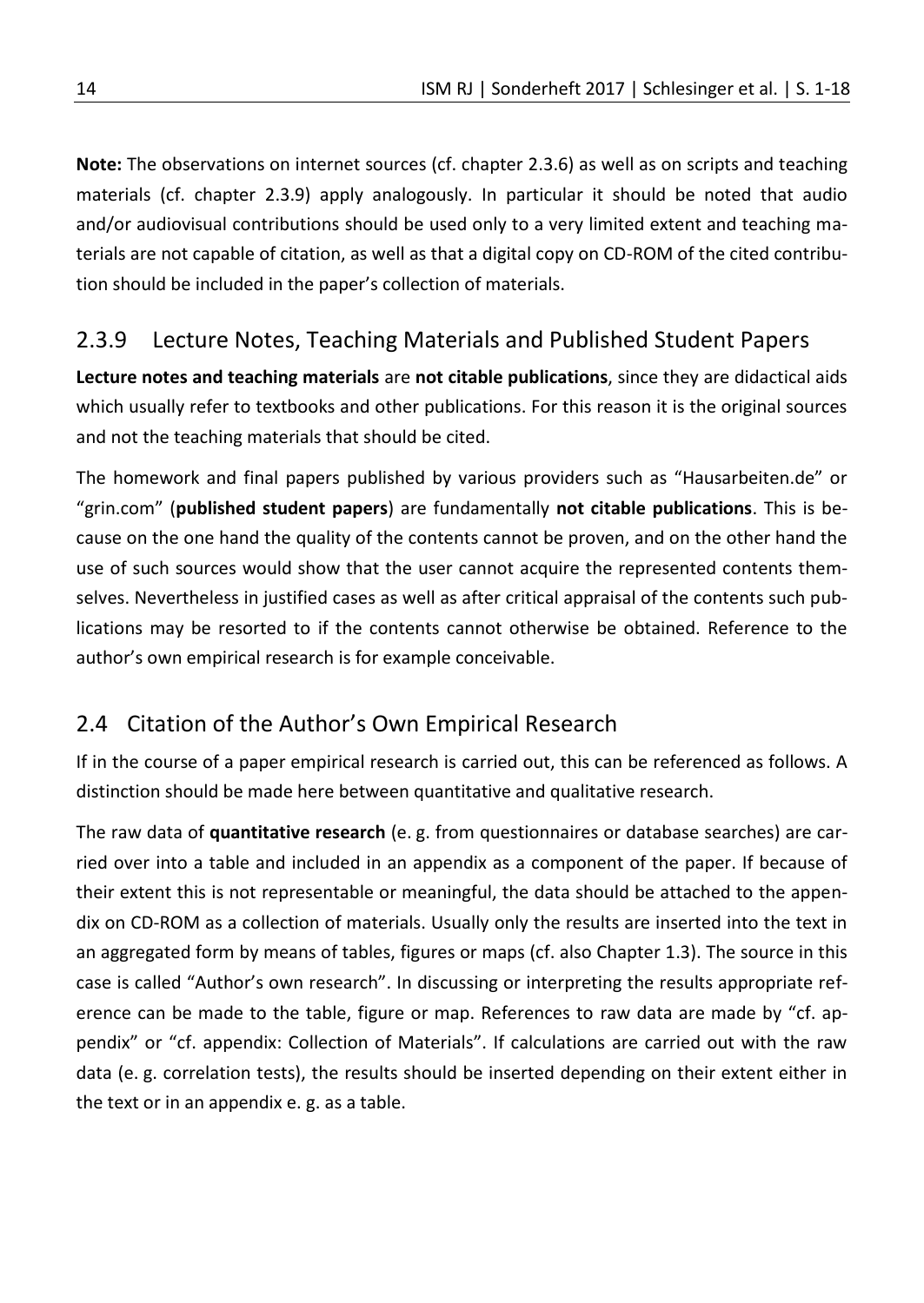**Note:** The observations on internet sources (cf. chapter 2.3.6) as well as on scripts and teaching materials (cf. chapter 2.3.9) apply analogously. In particular it should be noted that audio and/or audiovisual contributions should be used only to a very limited extent and teaching materials are not capable of citation, as well as that a digital copy on CD-ROM of the cited contribution should be included in the paper's collection of materials.

### 2.3.9 Lecture Notes, Teaching Materials and Published Student Papers

**Lecture notes and teaching materials** are **not citable publications**, since they are didactical aids which usually refer to textbooks and other publications. For this reason it is the original sources and not the teaching materials that should be cited.

The homework and final papers published by various providers such as "Hausarbeiten.de" or "grin.com" (**published student papers**) are fundamentally **not citable publications**. This is because on the one hand the quality of the contents cannot be proven, and on the other hand the use of such sources would show that the user cannot acquire the represented contents themselves. Nevertheless in justified cases as well as after critical appraisal of the contents such publications may be resorted to if the contents cannot otherwise be obtained. Reference to the author's own empirical research is for example conceivable.

## 2.4 Citation of the Author's Own Empirical Research

If in the course of a paper empirical research is carried out, this can be referenced as follows. A distinction should be made here between quantitative and qualitative research.

The raw data of **quantitative research** (e. g. from questionnaires or database searches) are carried over into a table and included in an appendix as a component of the paper. If because of their extent this is not representable or meaningful, the data should be attached to the appendix on CD-ROM as a collection of materials. Usually only the results are inserted into the text in an aggregated form by means of tables, figures or maps (cf. also Chapter 1.3). The source in this case is called "Author's own research". In discussing or interpreting the results appropriate reference can be made to the table, figure or map. References to raw data are made by "cf. appendix" or "cf. appendix: Collection of Materials". If calculations are carried out with the raw data (e. g. correlation tests), the results should be inserted depending on their extent either in the text or in an appendix e. g. as a table.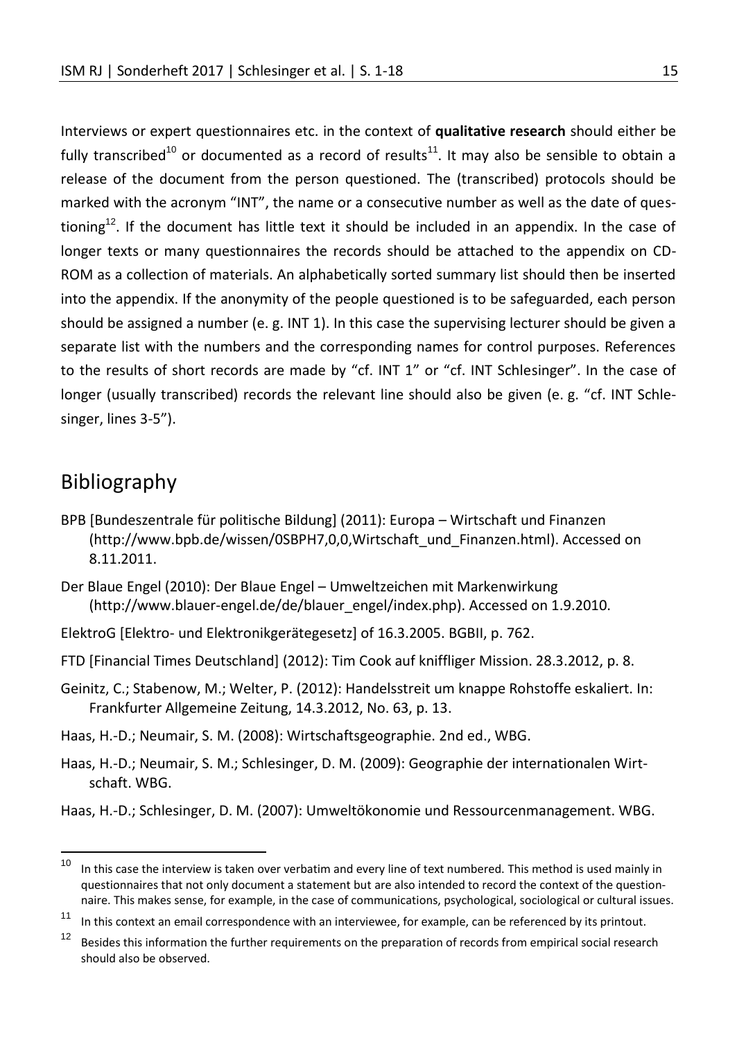Interviews or expert questionnaires etc. in the context of **qualitative research** should either be fully transcribed[10] or documented as a record of results[11]. It may also be sensible to obtain a release of the document from the person questioned. The (transcribed) protocols should be marked with the acronym "INT", the name or a consecutive number as well as the date of questioning[12]. If the document has little text it should be included in an appendix. In the case of longer texts or many questionnaires the records should be attached to the appendix on CD-ROM as a collection of materials. An alphabetically sorted summary list should then be inserted into the appendix. If the anonymity of the people questioned is to be safeguarded, each person should be assigned a number (e. g. INT 1). In this case the supervising lecturer should be given a separate list with the numbers and the corresponding names for control purposes. References to the results of short records are made by "cf. INT 1" or "cf. INT Schlesinger". In the case of longer (usually transcribed) records the relevant line should also be given (e. g. "cf. INT Schlesinger, lines 3-5").

## Bibliography

BPB [Bundeszentrale für politische Bildung] (2011): Europa – Wirtschaft und Finanzen (http://www.bpb.de/wissen/0SBPH7,0,0,Wirtschaft_und_Finanzen.html). Accessed on 8.11.2011.

Der Blaue Engel (2010): Der Blaue Engel – Umweltzeichen mit Markenwirkung (http://www.blauer-engel.de/de/blauer_engel/index.php). Accessed on 1.9.2010.

ElektroG [Elektro- und Elektronikgerätegesetz] of 16.3.2005. BGBII, p. 762.

FTD [Financial Times Deutschland] (2012): Tim Cook auf kniffliger Mission. 28.3.2012, p. 8.

Geinitz, C.; Stabenow, M.; Welter, P. (2012): Handelsstreit um knappe Rohstoffe eskaliert. In: Frankfurter Allgemeine Zeitung, 14.3.2012, No. 63, p. 13.

Haas, H.-D.; Neumair, S. M. (2008): Wirtschaftsgeographie. 2nd ed., WBG.

Haas, H.-D.; Neumair, S. M.; Schlesinger, D. M. (2009): Geographie der internationalen Wirtschaft. WBG.

Haas, H.-D.; Schlesinger, D. M. (2007): Umweltökonomie und Ressourcenmanagement. WBG.

---

[10] In this case the interview is taken over verbatim and every line of text numbered. This method is used mainly in questionnaires that not only document a statement but are also intended to record the context of the questionnaire. This makes sense, for example, in the case of communications, psychological, sociological or cultural issues.

[11] In this context an email correspondence with an interviewee, for example, can be referenced by its printout.

[12] Besides this information the further requirements on the preparation of records from empirical social research should also be observed.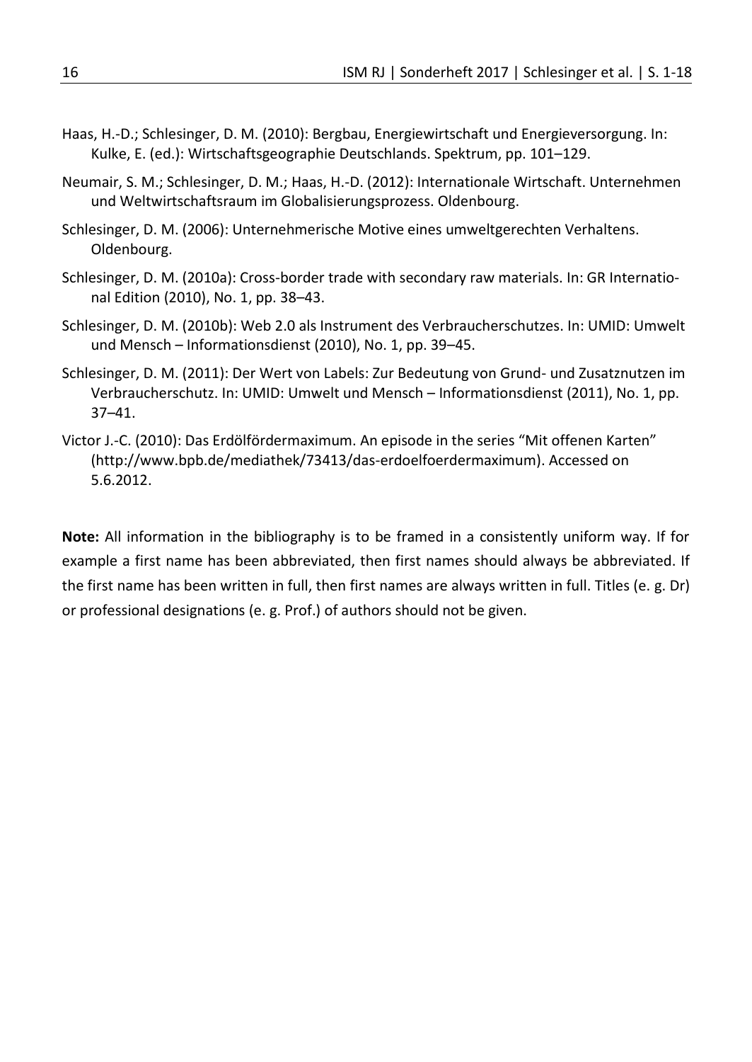Haas, H.-D.; Schlesinger, D. M. (2010): Bergbau, Energiewirtschaft und Energieversorgung. In: Kulke, E. (ed.): Wirtschaftsgeographie Deutschlands. Spektrum, pp. 101–129.

Neumair, S. M.; Schlesinger, D. M.; Haas, H.-D. (2012): Internationale Wirtschaft. Unternehmen und Weltwirtschaftsraum im Globalisierungsprozess. Oldenbourg.

Schlesinger, D. M. (2006): Unternehmerische Motive eines umweltgerechten Verhaltens. Oldenbourg.

Schlesinger, D. M. (2010a): Cross-border trade with secondary raw materials. In: GR International Edition (2010), No. 1, pp. 38–43.

Schlesinger, D. M. (2010b): Web 2.0 als Instrument des Verbraucherschutzes. In: UMID: Umwelt und Mensch – Informationsdienst (2010), No. 1, pp. 39–45.

Schlesinger, D. M. (2011): Der Wert von Labels: Zur Bedeutung von Grund- und Zusatznutzen im Verbraucherschutz. In: UMID: Umwelt und Mensch – Informationsdienst (2011), No. 1, pp. 37–41.

Victor J.-C. (2010): Das Erdölfördermaximum. An episode in the series "Mit offenen Karten" (http://www.bpb.de/mediathek/73413/das-erdoelfoerdermaximum). Accessed on 5.6.2012.

**Note:** All information in the bibliography is to be framed in a consistently uniform way. If for example a first name has been abbreviated, then first names should always be abbreviated. If the first name has been written in full, then first names are always written in full. Titles (e. g. Dr) or professional designations (e. g. Prof.) of authors should not be given.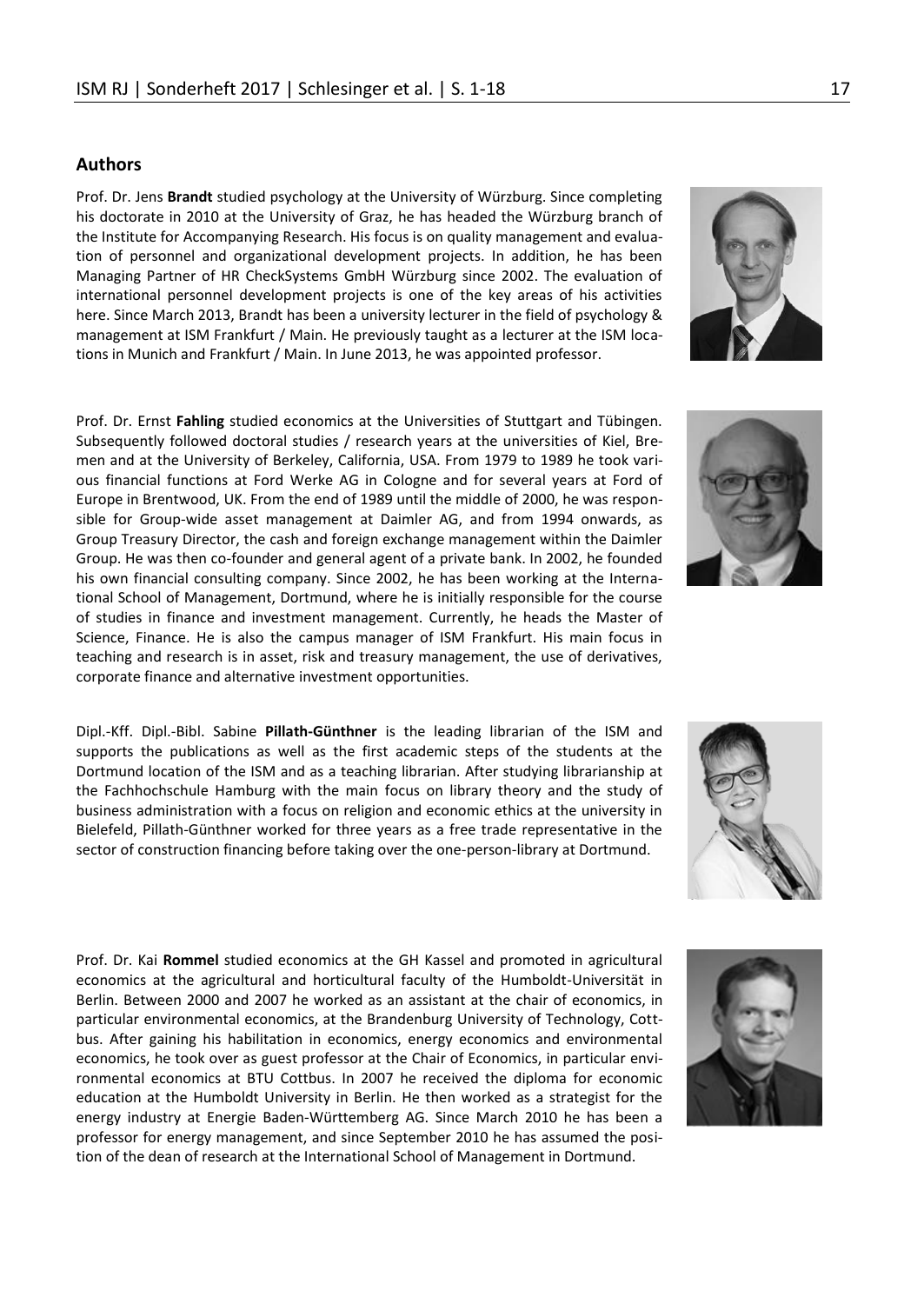## Authors

Prof. Dr. Jens **Brandt** studied psychology at the University of Würzburg. Since completing his doctorate in 2010 at the University of Graz, he has headed the Würzburg branch of the Institute for Accompanying Research. His focus is on quality management and evaluation of personnel and organizational development projects. In addition, he has been Managing Partner of HR CheckSystems GmbH Würzburg since 2002. The evaluation of international personnel development projects is one of the key areas of his activities here. Since March 2013, Brandt has been a university lecturer in the field of psychology & management at ISM Frankfurt / Main. He previously taught as a lecturer at the ISM locations in Munich and Frankfurt / Main. In June 2013, he was appointed professor.

Prof. Dr. Ernst **Fahling** studied economics at the Universities of Stuttgart and Tübingen. Subsequently followed doctoral studies / research years at the universities of Kiel, Bremen and at the University of Berkeley, California, USA. From 1979 to 1989 he took various financial functions at Ford Werke AG in Cologne and for several years at Ford of Europe in Brentwood, UK. From the end of 1989 until the middle of 2000, he was responsible for Group-wide asset management at Daimler AG, and from 1994 onwards, as Group Treasury Director, the cash and foreign exchange management within the Daimler Group. He was then co-founder and general agent of a private bank. In 2002, he founded his own financial consulting company. Since 2002, he has been working at the International School of Management, Dortmund, where he is initially responsible for the course of studies in finance and investment management. Currently, he heads the Master of Science, Finance. He is also the campus manager of ISM Frankfurt. His main focus in teaching and research is in asset, risk and treasury management, the use of derivatives, corporate finance and alternative investment opportunities.

Dipl.-Kff. Dipl.-Bibl. Sabine **Pillath-Günthner** is the leading librarian of the ISM and supports the publications as well as the first academic steps of the students at the Dortmund location of the ISM and as a teaching librarian. After studying librarianship at the Fachhochschule Hamburg with the main focus on library theory and the study of business administration with a focus on religion and economic ethics at the university in Bielefeld, Pillath-Günthner worked for three years as a free trade representative in the sector of construction financing before taking over the one-person-library at Dortmund.

Prof. Dr. Kai **Rommel** studied economics at the GH Kassel and promoted in agricultural economics at the agricultural and horticultural faculty of the Humboldt-Universität in Berlin. Between 2000 and 2007 he worked as an assistant at the chair of economics, in particular environmental economics, at the Brandenburg University of Technology, Cottbus. After gaining his habilitation in economics, energy economics and environmental economics, he took over as guest professor at the Chair of Economics, in particular environmental economics at BTU Cottbus. In 2007 he received the diploma for economic education at the Humboldt University in Berlin. He then worked as a strategist for the energy industry at Energie Baden-Württemberg AG. Since March 2010 he has been a professor for energy management, and since September 2010 he has assumed the position of the dean of research at the International School of Management in Dortmund.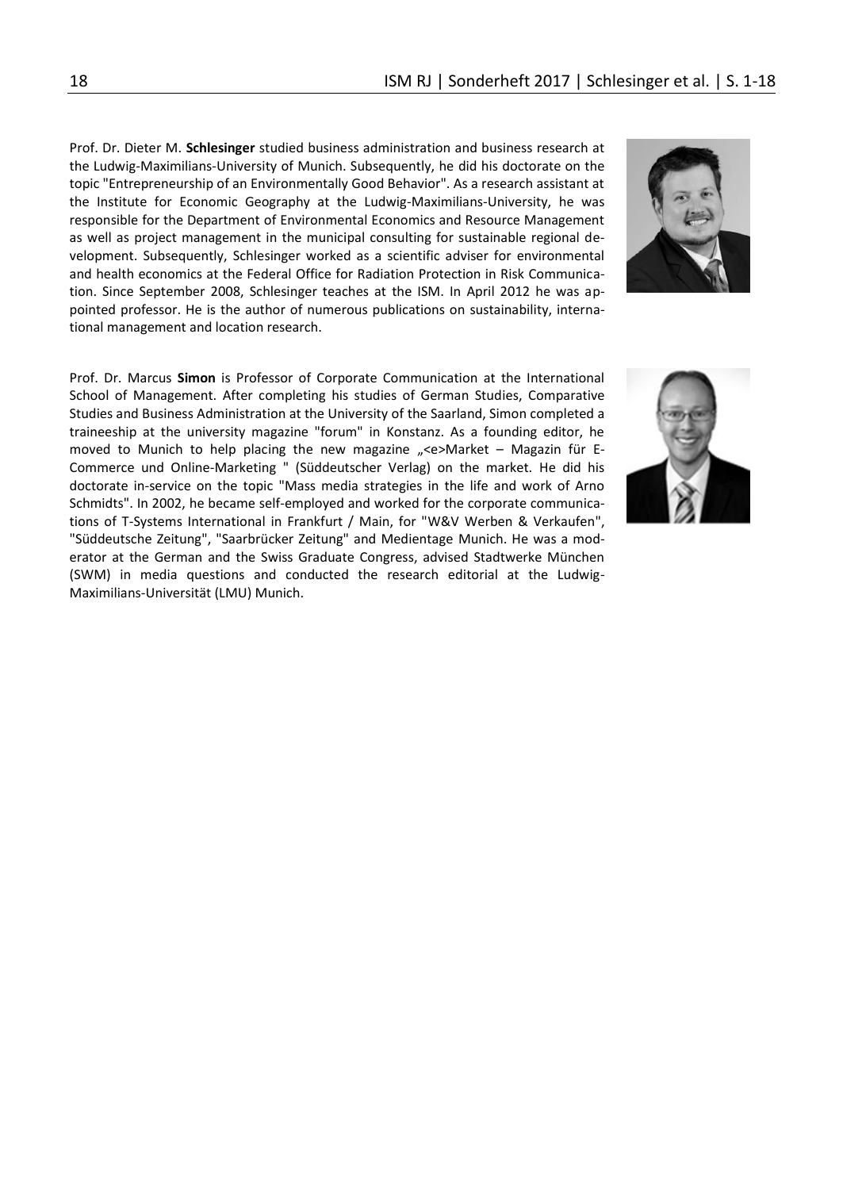Prof. Dr. Dieter M. **Schlesinger** studied business administration and business research at the Ludwig-Maximilians-University of Munich. Subsequently, he did his doctorate on the topic "Entrepreneurship of an Environmentally Good Behavior". As a research assistant at the Institute for Economic Geography at the Ludwig-Maximilians-University, he was responsible for the Department of Environmental Economics and Resource Management as well as project management in the municipal consulting for sustainable regional development. Subsequently, Schlesinger worked as a scientific adviser for environmental and health economics at the Federal Office for Radiation Protection in Risk Communication. Since September 2008, Schlesinger teaches at the ISM. In April 2012 he was appointed professor. He is the author of numerous publications on sustainability, international management and location research.

Prof. Dr. Marcus **Simon** is Professor of Corporate Communication at the International School of Management. After completing his studies of German Studies, Comparative Studies and Business Administration at the University of the Saarland, Simon completed a traineeship at the university magazine "forum" in Konstanz. As a founding editor, he moved to Munich to help placing the new magazine „<e>Market – Magazin für E-Commerce und Online-Marketing " (Süddeutscher Verlag) on the market. He did his doctorate in-service on the topic "Mass media strategies in the life and work of Arno Schmidts". In 2002, he became self-employed and worked for the corporate communications of T-Systems International in Frankfurt / Main, for "W&V Werben & Verkaufen", "Süddeutsche Zeitung", "Saarbrücker Zeitung" and Medientage Munich. He was a moderator at the German and the Swiss Graduate Congress, advised Stadtwerke München (SWM) in media questions and conducted the research editorial at the Ludwig-Maximilians-Universität (LMU) Munich.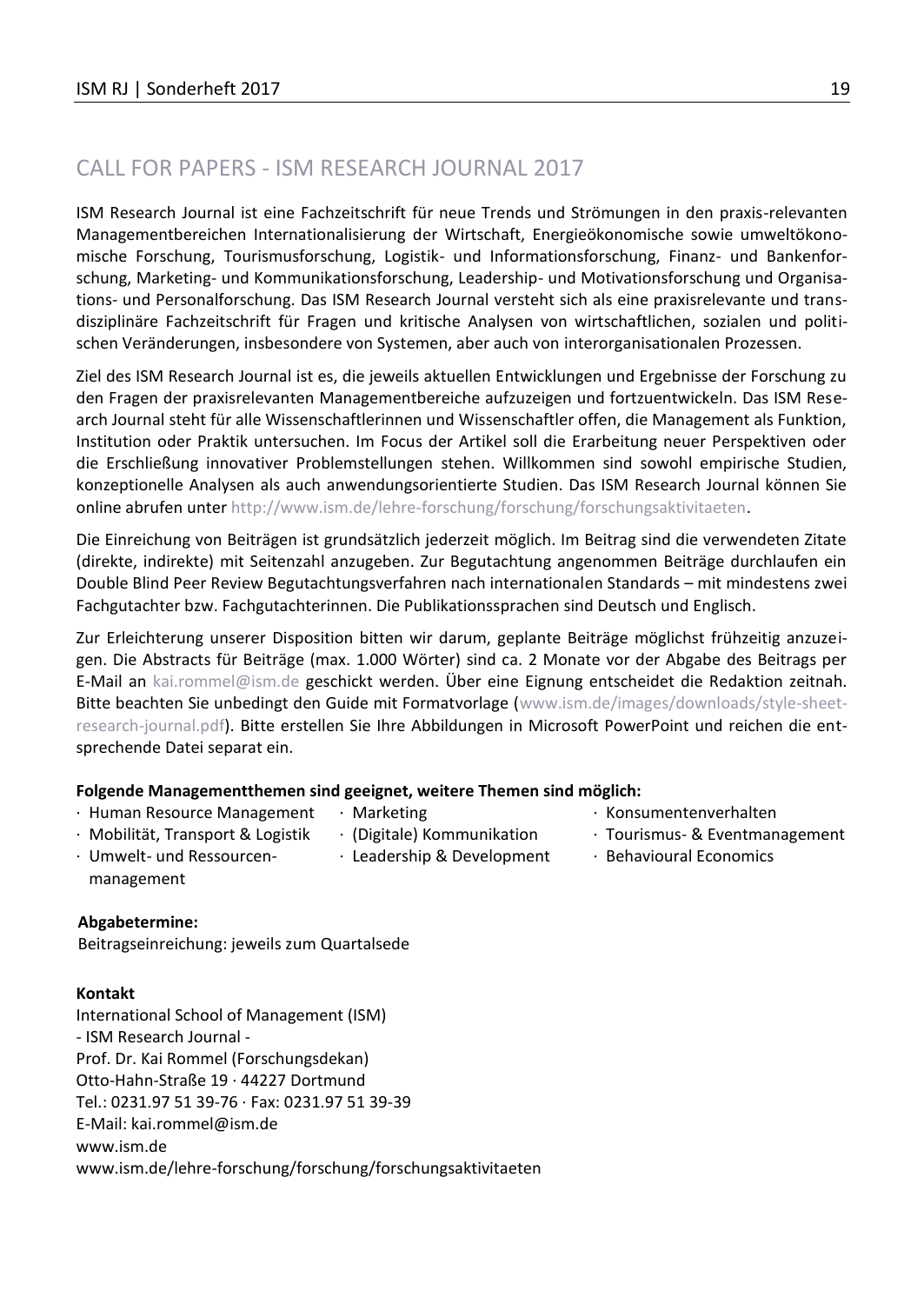# CALL FOR PAPERS - ISM RESEARCH JOURNAL 2017

ISM Research Journal ist eine Fachzeitschrift für neue Trends und Strömungen in den praxis-relevanten Managementbereichen Internationalisierung der Wirtschaft, Energieökonomische sowie umweltökonomische Forschung, Tourismusforschung, Logistik- und Informationsforschung, Finanz- und Bankenforschung, Marketing- und Kommunikationsforschung, Leadership- und Motivationsforschung und Organisations- und Personalforschung. Das ISM Research Journal versteht sich als eine praxisrelevante und transdisziplinäre Fachzeitschrift für Fragen und kritische Analysen von wirtschaftlichen, sozialen und politischen Veränderungen, insbesondere von Systemen, aber auch von interorganisationalen Prozessen.

Ziel des ISM Research Journal ist es, die jeweils aktuellen Entwicklungen und Ergebnisse der Forschung zu den Fragen der praxisrelevanten Managementbereiche aufzuzeigen und fortzuentwickeln. Das ISM Research Journal steht für alle Wissenschaftlerinnen und Wissenschaftler offen, die Management als Funktion, Institution oder Praktik untersuchen. Im Focus der Artikel soll die Erarbeitung neuer Perspektiven oder die Erschließung innovativer Problemstellungen stehen. Willkommen sind sowohl empirische Studien, konzeptionelle Analysen als auch anwendungsorientierte Studien. Das ISM Research Journal können Sie online abrufen unter http://www.ism.de/lehre-forschung/forschung/forschungsaktivitaeten.

Die Einreichung von Beiträgen ist grundsätzlich jederzeit möglich. Im Beitrag sind die verwendeten Zitate (direkte, indirekte) mit Seitenzahl anzugeben. Zur Begutachtung angenommen Beiträge durchlaufen ein Double Blind Peer Review Begutachtungsverfahren nach internationalen Standards – mit mindestens zwei Fachgutachter bzw. Fachgutachterinnen. Die Publikationssprachen sind Deutsch und Englisch.

Zur Erleichterung unserer Disposition bitten wir darum, geplante Beiträge möglichst frühzeitig anzuzeigen. Die Abstracts für Beiträge (max. 1.000 Wörter) sind ca. 2 Monate vor der Abgabe des Beitrags per E-Mail an kai.rommel@ism.de geschickt werden. Über eine Eignung entscheidet die Redaktion zeitnah. Bitte beachten Sie unbedingt den Guide mit Formatvorlage (www.ism.de/images/downloads/style-sheet-research-journal.pdf). Bitte erstellen Sie Ihre Abbildungen in Microsoft PowerPoint und reichen die entsprechende Datei separat ein.

**Folgende Managementthemen sind geeignet, weitere Themen sind möglich:**

- Human Resource Management
- Mobilität, Transport & Logistik
- Umwelt- und Ressourcenmanagement
- Marketing
- (Digitale) Kommunikation
- Leadership & Development
- Konsumentenverhalten
- Tourismus- & Eventmanagement
- Behavioural Economics

**Abgabetermine:**

Beitragseinreichung: jeweils zum Quartalsede

**Kontakt**

International School of Management (ISM)  
- ISM Research Journal -  
Prof. Dr. Kai Rommel (Forschungsdekan)  
Otto-Hahn-Straße 19 · 44227 Dortmund  
Tel.: 0231.97 51 39-76 · Fax: 0231.97 51 39-39  
E-Mail: kai.rommel@ism.de  
www.ism.de  
www.ism.de/lehre-forschung/forschung/forschungsaktivitaeten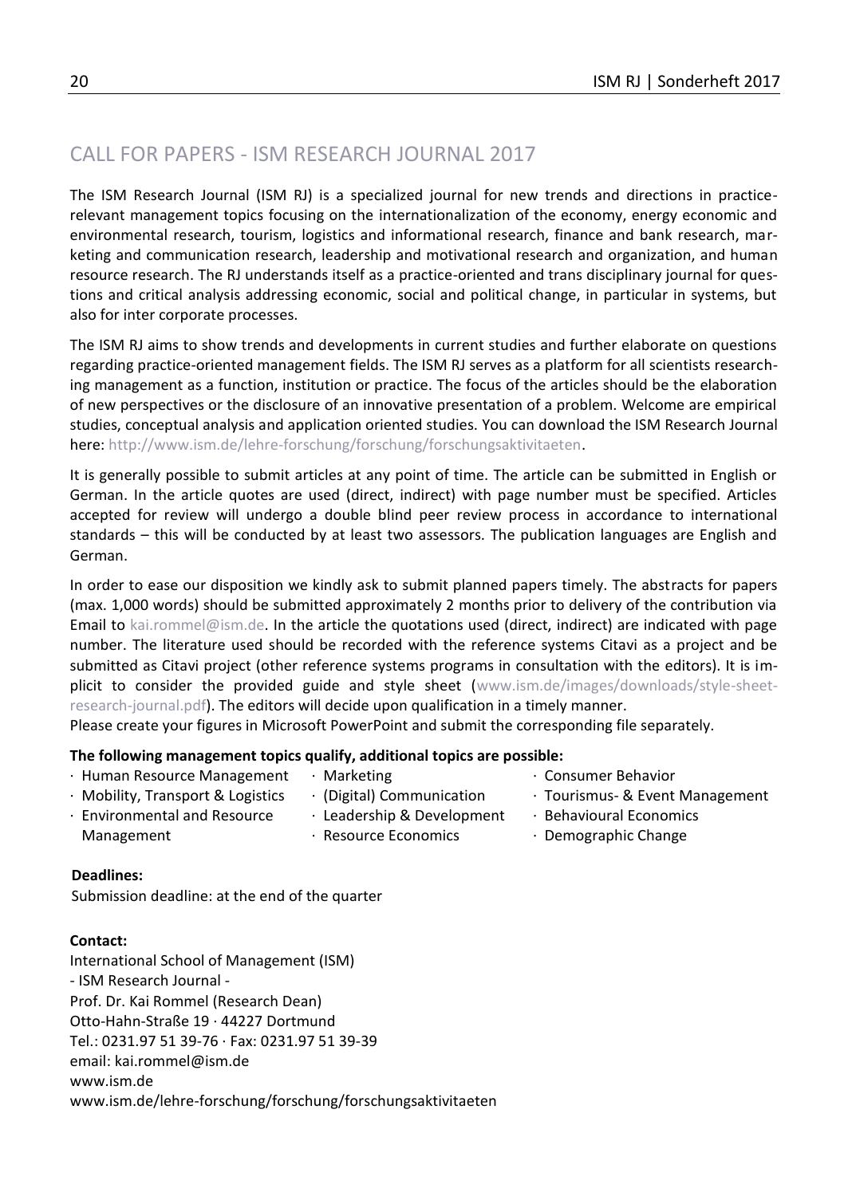# CALL FOR PAPERS - ISM RESEARCH JOURNAL 2017

The ISM Research Journal (ISM RJ) is a specialized journal for new trends and directions in practice-relevant management topics focusing on the internationalization of the economy, energy economic and environmental research, tourism, logistics and informational research, finance and bank research, marketing and communication research, leadership and motivational research and organization, and human resource research. The RJ understands itself as a practice-oriented and trans disciplinary journal for questions and critical analysis addressing economic, social and political change, in particular in systems, but also for inter corporate processes.

The ISM RJ aims to show trends and developments in current studies and further elaborate on questions regarding practice-oriented management fields. The ISM RJ serves as a platform for all scientists researching management as a function, institution or practice. The focus of the articles should be the elaboration of new perspectives or the disclosure of an innovative presentation of a problem. Welcome are empirical studies, conceptual analysis and application oriented studies. You can download the ISM Research Journal here: http://www.ism.de/lehre-forschung/forschung/forschungsaktivitaeten.

It is generally possible to submit articles at any point of time. The article can be submitted in English or German. In the article quotes are used (direct, indirect) with page number must be specified. Articles accepted for review will undergo a double blind peer review process in accordance to international standards – this will be conducted by at least two assessors. The publication languages are English and German.

In order to ease our disposition we kindly ask to submit planned papers timely. The abstracts for papers (max. 1,000 words) should be submitted approximately 2 months prior to delivery of the contribution via Email to kai.rommel@ism.de. In the article the quotations used (direct, indirect) are indicated with page number. The literature used should be recorded with the reference systems Citavi as a project and be submitted as Citavi project (other reference systems programs in consultation with the editors). It is implicit to consider the provided guide and style sheet (www.ism.de/images/downloads/style-sheet-research-journal.pdf). The editors will decide upon qualification in a timely manner.
Please create your figures in Microsoft PowerPoint and submit the corresponding file separately.

**The following management topics qualify, additional topics are possible:**

- Human Resource Management
- Mobility, Transport & Logistics
- Environmental and Resource Management
- Marketing
- (Digital) Communication
- Leadership & Development
- Resource Economics
- Consumer Behavior
- Tourismus- & Event Management
- Behavioural Economics
- Demographic Change

**Deadlines:**
Submission deadline: at the end of the quarter

**Contact:**
International School of Management (ISM)
- ISM Research Journal -
Prof. Dr. Kai Rommel (Research Dean)
Otto-Hahn-Straße 19 · 44227 Dortmund
Tel.: 0231.97 51 39-76 · Fax: 0231.97 51 39-39
email: kai.rommel@ism.de
www.ism.de
www.ism.de/lehre-forschung/forschung/forschungsaktivitaeten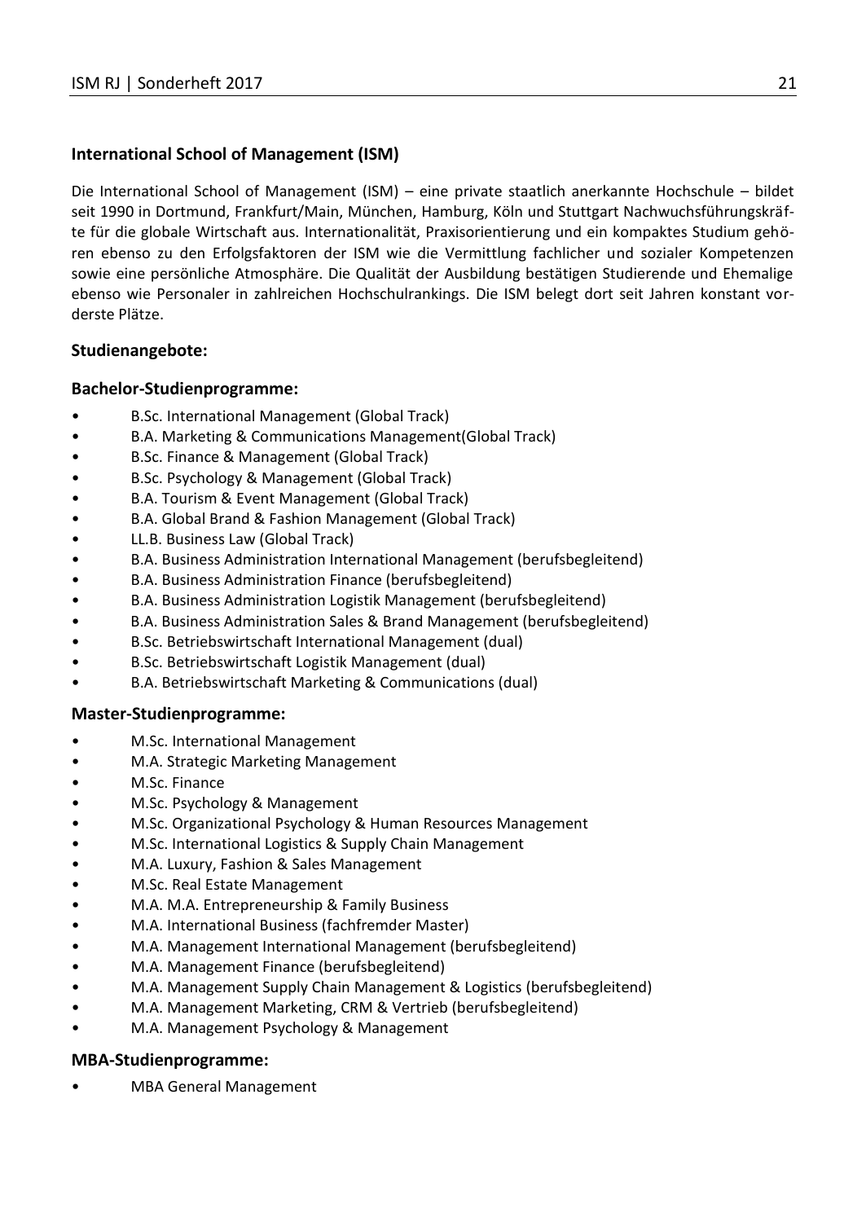## International School of Management (ISM)

Die International School of Management (ISM) – eine private staatlich anerkannte Hochschule – bildet seit 1990 in Dortmund, Frankfurt/Main, München, Hamburg, Köln und Stuttgart Nachwuchsführungskräfte für die globale Wirtschaft aus. Internationalität, Praxisorientierung und ein kompaktes Studium gehören ebenso zu den Erfolgsfaktoren der ISM wie die Vermittlung fachlicher und sozialer Kompetenzen sowie eine persönliche Atmosphäre. Die Qualität der Ausbildung bestätigen Studierende und Ehemalige ebenso wie Personaler in zahlreichen Hochschulrankings. Die ISM belegt dort seit Jahren konstant vorderste Plätze.

### Studienangebote:

### Bachelor-Studienprogramme:

- B.Sc. International Management (Global Track)
- B.A. Marketing & Communications Management(Global Track)
- B.Sc. Finance & Management (Global Track)
- B.Sc. Psychology & Management (Global Track)
- B.A. Tourism & Event Management (Global Track)
- B.A. Global Brand & Fashion Management (Global Track)
- LL.B. Business Law (Global Track)
- B.A. Business Administration International Management (berufsbegleitend)
- B.A. Business Administration Finance (berufsbegleitend)
- B.A. Business Administration Logistik Management (berufsbegleitend)
- B.A. Business Administration Sales & Brand Management (berufsbegleitend)
- B.Sc. Betriebswirtschaft International Management (dual)
- B.Sc. Betriebswirtschaft Logistik Management (dual)
- B.A. Betriebswirtschaft Marketing & Communications (dual)

### Master-Studienprogramme:

- M.Sc. International Management
- M.A. Strategic Marketing Management
- M.Sc. Finance
- M.Sc. Psychology & Management
- M.Sc. Organizational Psychology & Human Resources Management
- M.Sc. International Logistics & Supply Chain Management
- M.A. Luxury, Fashion & Sales Management
- M.Sc. Real Estate Management
- M.A. M.A. Entrepreneurship & Family Business
- M.A. International Business (fachfremder Master)
- M.A. Management International Management (berufsbegleitend)
- M.A. Management Finance (berufsbegleitend)
- M.A. Management Supply Chain Management & Logistics (berufsbegleitend)
- M.A. Management Marketing, CRM & Vertrieb (berufsbegleitend)
- M.A. Management Psychology & Management

### MBA-Studienprogramme:

- MBA General Management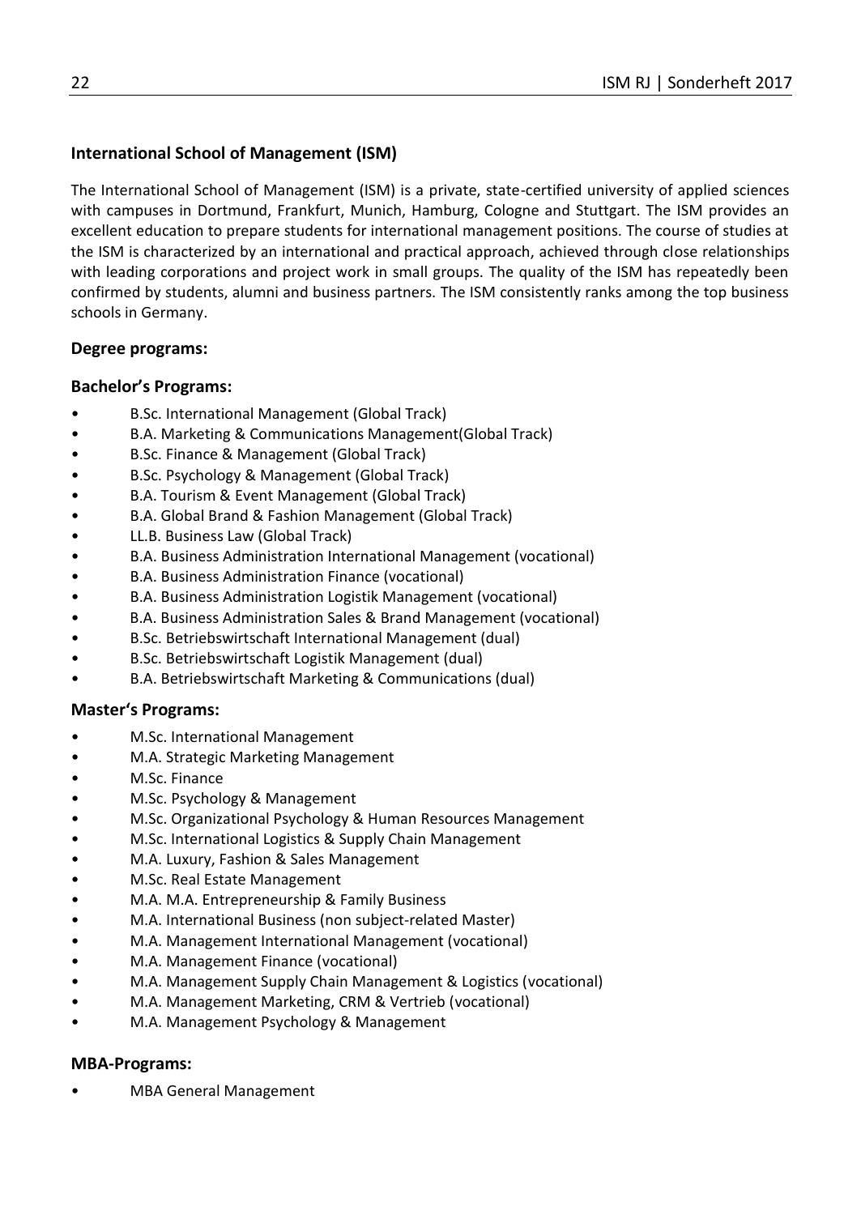## International School of Management (ISM)

The International School of Management (ISM) is a private, state-certified university of applied sciences with campuses in Dortmund, Frankfurt, Munich, Hamburg, Cologne and Stuttgart. The ISM provides an excellent education to prepare students for international management positions. The course of studies at the ISM is characterized by an international and practical approach, achieved through close relationships with leading corporations and project work in small groups. The quality of the ISM has repeatedly been confirmed by students, alumni and business partners. The ISM consistently ranks among the top business schools in Germany.

### Degree programs:

### Bachelor's Programs:

- B.Sc. International Management (Global Track)
- B.A. Marketing & Communications Management(Global Track)
- B.Sc. Finance & Management (Global Track)
- B.Sc. Psychology & Management (Global Track)
- B.A. Tourism & Event Management (Global Track)
- B.A. Global Brand & Fashion Management (Global Track)
- LL.B. Business Law (Global Track)
- B.A. Business Administration International Management (vocational)
- B.A. Business Administration Finance (vocational)
- B.A. Business Administration Logistik Management (vocational)
- B.A. Business Administration Sales & Brand Management (vocational)
- B.Sc. Betriebswirtschaft International Management (dual)
- B.Sc. Betriebswirtschaft Logistik Management (dual)
- B.A. Betriebswirtschaft Marketing & Communications (dual)

### Master's Programs:

- M.Sc. International Management
- M.A. Strategic Marketing Management
- M.Sc. Finance
- M.Sc. Psychology & Management
- M.Sc. Organizational Psychology & Human Resources Management
- M.Sc. International Logistics & Supply Chain Management
- M.A. Luxury, Fashion & Sales Management
- M.Sc. Real Estate Management
- M.A. M.A. Entrepreneurship & Family Business
- M.A. International Business (non subject-related Master)
- M.A. Management International Management (vocational)
- M.A. Management Finance (vocational)
- M.A. Management Supply Chain Management & Logistics (vocational)
- M.A. Management Marketing, CRM & Vertrieb (vocational)
- M.A. Management Psychology & Management

### MBA-Programs:

- MBA General Management